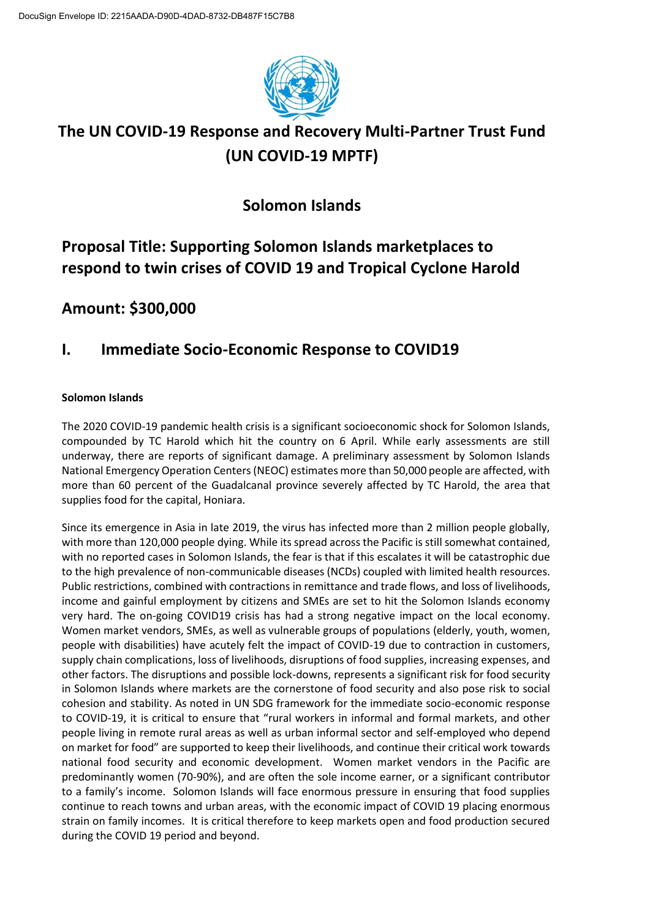# The UN COVID-19 Response and Recovery Multi-Partner Trust Fund (UN COVID-19 MPTF)

## Solomon Islands

## Proposal Title: Supporting Solomon Islands marketplaces to respond to twin crises of COVID 19 and Tropical Cyclone Harold

## Amount: $300,000

## I. Immediate Socio-Economic Response to COVID19

**Solomon Islands**

The 2020 COVID-19 pandemic health crisis is a significant socioeconomic shock for Solomon Islands, compounded by TC Harold which hit the country on 6 April. While early assessments are still underway, there are reports of significant damage. A preliminary assessment by Solomon Islands National Emergency Operation Centers (NEOC) estimates more than 50,000 people are affected, with more than 60 percent of the Guadalcanal province severely affected by TC Harold, the area that supplies food for the capital, Honiara.

Since its emergence in Asia in late 2019, the virus has infected more than 2 million people globally, with more than 120,000 people dying. While its spread across the Pacific is still somewhat contained, with no reported cases in Solomon Islands, the fear is that if this escalates it will be catastrophic due to the high prevalence of non-communicable diseases (NCDs) coupled with limited health resources. Public restrictions, combined with contractions in remittance and trade flows, and loss of livelihoods, income and gainful employment by citizens and SMEs are set to hit the Solomon Islands economy very hard. The on-going COVID19 crisis has had a strong negative impact on the local economy. Women market vendors, SMEs, as well as vulnerable groups of populations (elderly, youth, women, people with disabilities) have acutely felt the impact of COVID-19 due to contraction in customers, supply chain complications, loss of livelihoods, disruptions of food supplies, increasing expenses, and other factors. The disruptions and possible lock-downs, represents a significant risk for food security in Solomon Islands where markets are the cornerstone of food security and also pose risk to social cohesion and stability. As noted in UN SDG framework for the immediate socio-economic response to COVID-19, it is critical to ensure that "rural workers in informal and formal markets, and other people living in remote rural areas as well as urban informal sector and self-employed who depend on market for food" are supported to keep their livelihoods, and continue their critical work towards national food security and economic development. Women market vendors in the Pacific are predominantly women (70-90%), and are often the sole income earner, or a significant contributor to a family's income. Solomon Islands will face enormous pressure in ensuring that food supplies continue to reach towns and urban areas, with the economic impact of COVID 19 placing enormous strain on family incomes. It is critical therefore to keep markets open and food production secured during the COVID 19 period and beyond.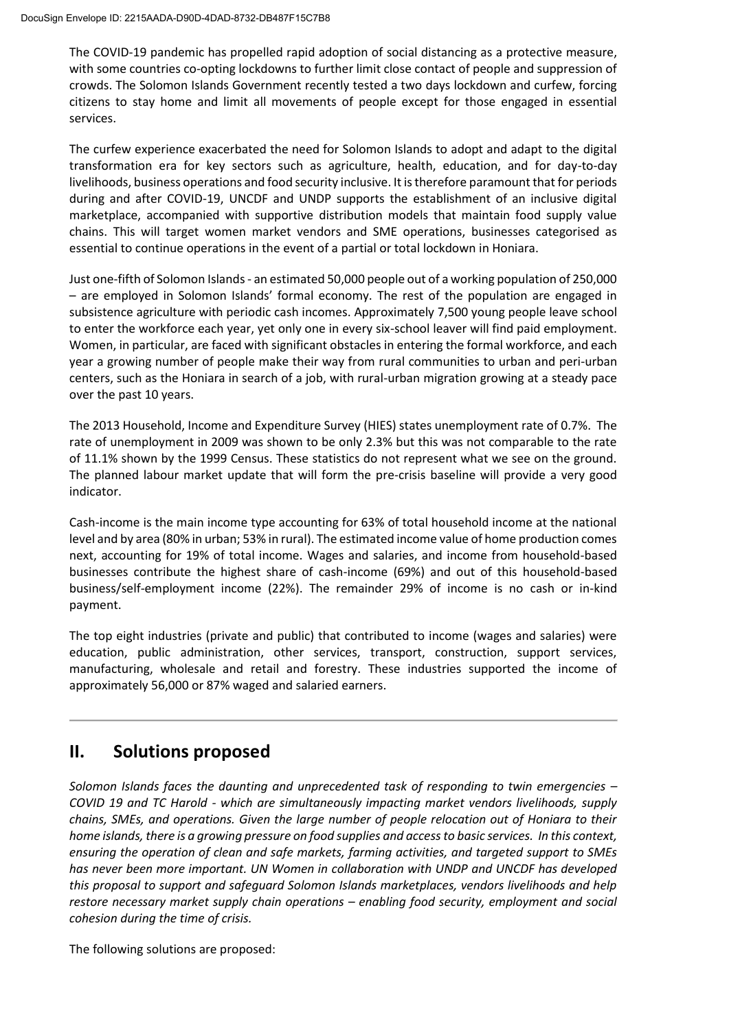The COVID-19 pandemic has propelled rapid adoption of social distancing as a protective measure, with some countries co-opting lockdowns to further limit close contact of people and suppression of crowds. The Solomon Islands Government recently tested a two days lockdown and curfew, forcing citizens to stay home and limit all movements of people except for those engaged in essential services.

The curfew experience exacerbated the need for Solomon Islands to adopt and adapt to the digital transformation era for key sectors such as agriculture, health, education, and for day-to-day livelihoods, business operations and food security inclusive. It is therefore paramount that for periods during and after COVID-19, UNCDF and UNDP supports the establishment of an inclusive digital marketplace, accompanied with supportive distribution models that maintain food supply value chains. This will target women market vendors and SME operations, businesses categorised as essential to continue operations in the event of a partial or total lockdown in Honiara.

Just one-fifth of Solomon Islands - an estimated 50,000 people out of a working population of 250,000 – are employed in Solomon Islands' formal economy. The rest of the population are engaged in subsistence agriculture with periodic cash incomes. Approximately 7,500 young people leave school to enter the workforce each year, yet only one in every six-school leaver will find paid employment. Women, in particular, are faced with significant obstacles in entering the formal workforce, and each year a growing number of people make their way from rural communities to urban and peri-urban centers, such as the Honiara in search of a job, with rural-urban migration growing at a steady pace over the past 10 years.

The 2013 Household, Income and Expenditure Survey (HIES) states unemployment rate of 0.7%. The rate of unemployment in 2009 was shown to be only 2.3% but this was not comparable to the rate of 11.1% shown by the 1999 Census. These statistics do not represent what we see on the ground. The planned labour market update that will form the pre-crisis baseline will provide a very good indicator.

Cash-income is the main income type accounting for 63% of total household income at the national level and by area (80% in urban; 53% in rural). The estimated income value of home production comes next, accounting for 19% of total income. Wages and salaries, and income from household-based businesses contribute the highest share of cash-income (69%) and out of this household-based business/self-employment income (22%). The remainder 29% of income is no cash or in-kind payment.

The top eight industries (private and public) that contributed to income (wages and salaries) were education, public administration, other services, transport, construction, support services, manufacturing, wholesale and retail and forestry. These industries supported the income of approximately 56,000 or 87% waged and salaried earners.

---

## II. Solutions proposed

*Solomon Islands faces the daunting and unprecedented task of responding to twin emergencies – COVID 19 and TC Harold - which are simultaneously impacting market vendors livelihoods, supply chains, SMEs, and operations. Given the large number of people relocation out of Honiara to their home islands, there is a growing pressure on food supplies and access to basic services. In this context, ensuring the operation of clean and safe markets, farming activities, and targeted support to SMEs has never been more important. UN Women in collaboration with UNDP and UNCDF has developed this proposal to support and safeguard Solomon Islands marketplaces, vendors livelihoods and help restore necessary market supply chain operations – enabling food security, employment and social cohesion during the time of crisis.*

The following solutions are proposed: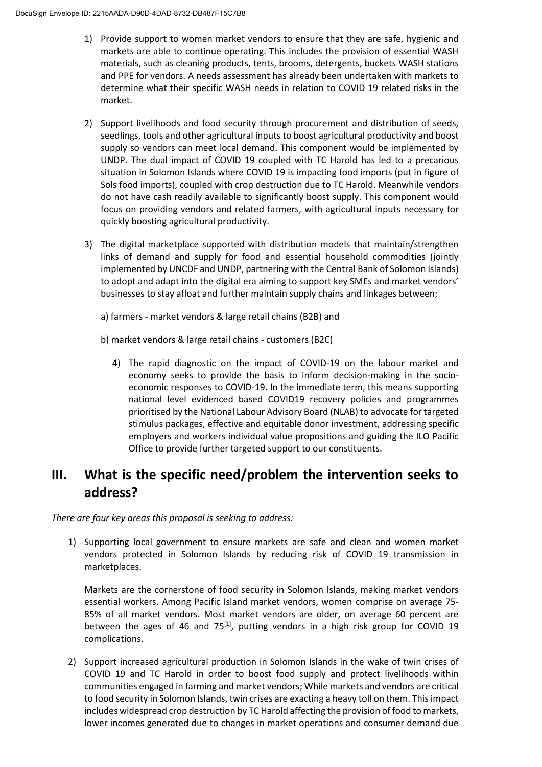1) Provide support to women market vendors to ensure that they are safe, hygienic and markets are able to continue operating. This includes the provision of essential WASH materials, such as cleaning products, tents, brooms, detergents, buckets WASH stations and PPE for vendors. A needs assessment has already been undertaken with markets to determine what their specific WASH needs in relation to COVID 19 related risks in the market.

2) Support livelihoods and food security through procurement and distribution of seeds, seedlings, tools and other agricultural inputs to boost agricultural productivity and boost supply so vendors can meet local demand. This component would be implemented by UNDP. The dual impact of COVID 19 coupled with TC Harold has led to a precarious situation in Solomon Islands where COVID 19 is impacting food imports (put in figure of Sols food imports), coupled with crop destruction due to TC Harold. Meanwhile vendors do not have cash readily available to significantly boost supply. This component would focus on providing vendors and related farmers, with agricultural inputs necessary for quickly boosting agricultural productivity.

3) The digital marketplace supported with distribution models that maintain/strengthen links of demand and supply for food and essential household commodities (jointly implemented by UNCDF and UNDP, partnering with the Central Bank of Solomon Islands) to adopt and adapt into the digital era aiming to support key SMEs and market vendors' businesses to stay afloat and further maintain supply chains and linkages between;

   a) farmers - market vendors & large retail chains (B2B) and

   b) market vendors & large retail chains - customers (B2C)

4) The rapid diagnostic on the impact of COVID-19 on the labour market and economy seeks to provide the basis to inform decision-making in the socio-economic responses to COVID-19. In the immediate term, this means supporting national level evidenced based COVID19 recovery policies and programmes prioritised by the National Labour Advisory Board (NLAB) to advocate for targeted stimulus packages, effective and equitable donor investment, addressing specific employers and workers individual value propositions and guiding the ILO Pacific Office to provide further targeted support to our constituents.

## III. What is the specific need/problem the intervention seeks to address?

*There are four key areas this proposal is seeking to address:*

1) Supporting local government to ensure markets are safe and clean and women market vendors protected in Solomon Islands by reducing risk of COVID 19 transmission in marketplaces.

   Markets are the cornerstone of food security in Solomon Islands, making market vendors essential workers. Among Pacific Island market vendors, women comprise on average 75-85% of all market vendors. Most market vendors are older, on average 60 percent are between the ages of 46 and 75[1], putting vendors in a high risk group for COVID 19 complications.

2) Support increased agricultural production in Solomon Islands in the wake of twin crises of COVID 19 and TC Harold in order to boost food supply and protect livelihoods within communities engaged in farming and market vendors; While markets and vendors are critical to food security in Solomon Islands, twin crises are exacting a heavy toll on them. This impact includes widespread crop destruction by TC Harold affecting the provision of food to markets, lower incomes generated due to changes in market operations and consumer demand due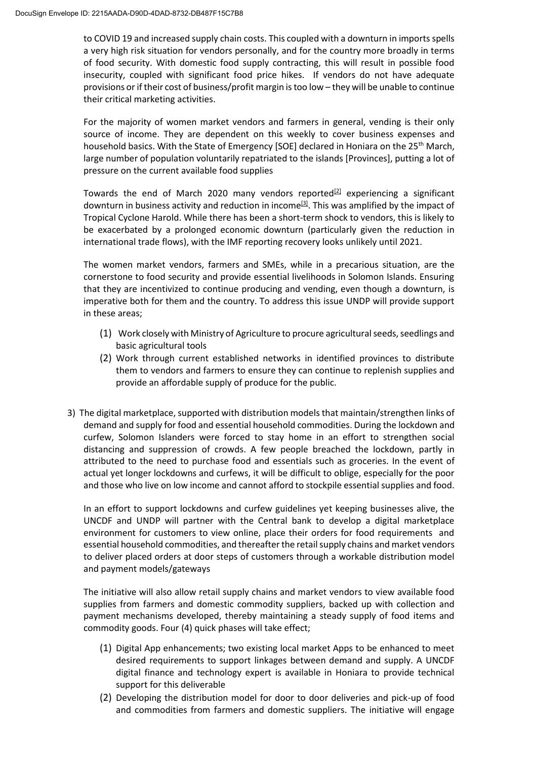to COVID 19 and increased supply chain costs. This coupled with a downturn in imports spells a very high risk situation for vendors personally, and for the country more broadly in terms of food security. With domestic food supply contracting, this will result in possible food insecurity, coupled with significant food price hikes. If vendors do not have adequate provisions or if their cost of business/profit margin is too low – they will be unable to continue their critical marketing activities.

For the majority of women market vendors and farmers in general, vending is their only source of income. They are dependent on this weekly to cover business expenses and household basics. With the State of Emergency [SOE] declared in Honiara on the 25th March, large number of population voluntarily repatriated to the islands [Provinces], putting a lot of pressure on the current available food supplies

Towards the end of March 2020 many vendors reported[2] experiencing a significant downturn in business activity and reduction in income[3]. This was amplified by the impact of Tropical Cyclone Harold. While there has been a short-term shock to vendors, this is likely to be exacerbated by a prolonged economic downturn (particularly given the reduction in international trade flows), with the IMF reporting recovery looks unlikely until 2021.

The women market vendors, farmers and SMEs, while in a precarious situation, are the cornerstone to food security and provide essential livelihoods in Solomon Islands. Ensuring that they are incentivized to continue producing and vending, even though a downturn, is imperative both for them and the country. To address this issue UNDP will provide support in these areas;

(1) Work closely with Ministry of Agriculture to procure agricultural seeds, seedlings and basic agricultural tools
(2) Work through current established networks in identified provinces to distribute them to vendors and farmers to ensure they can continue to replenish supplies and provide an affordable supply of produce for the public.

3) The digital marketplace, supported with distribution models that maintain/strengthen links of demand and supply for food and essential household commodities. During the lockdown and curfew, Solomon Islanders were forced to stay home in an effort to strengthen social distancing and suppression of crowds. A few people breached the lockdown, partly in attributed to the need to purchase food and essentials such as groceries. In the event of actual yet longer lockdowns and curfews, it will be difficult to oblige, especially for the poor and those who live on low income and cannot afford to stockpile essential supplies and food.

In an effort to support lockdowns and curfew guidelines yet keeping businesses alive, the UNCDF and UNDP will partner with the Central bank to develop a digital marketplace environment for customers to view online, place their orders for food requirements and essential household commodities, and thereafter the retail supply chains and market vendors to deliver placed orders at door steps of customers through a workable distribution model and payment models/gateways

The initiative will also allow retail supply chains and market vendors to view available food supplies from farmers and domestic commodity suppliers, backed up with collection and payment mechanisms developed, thereby maintaining a steady supply of food items and commodity goods. Four (4) quick phases will take effect;

(1) Digital App enhancements; two existing local market Apps to be enhanced to meet desired requirements to support linkages between demand and supply. A UNCDF digital finance and technology expert is available in Honiara to provide technical support for this deliverable
(2) Developing the distribution model for door to door deliveries and pick-up of food and commodities from farmers and domestic suppliers. The initiative will engage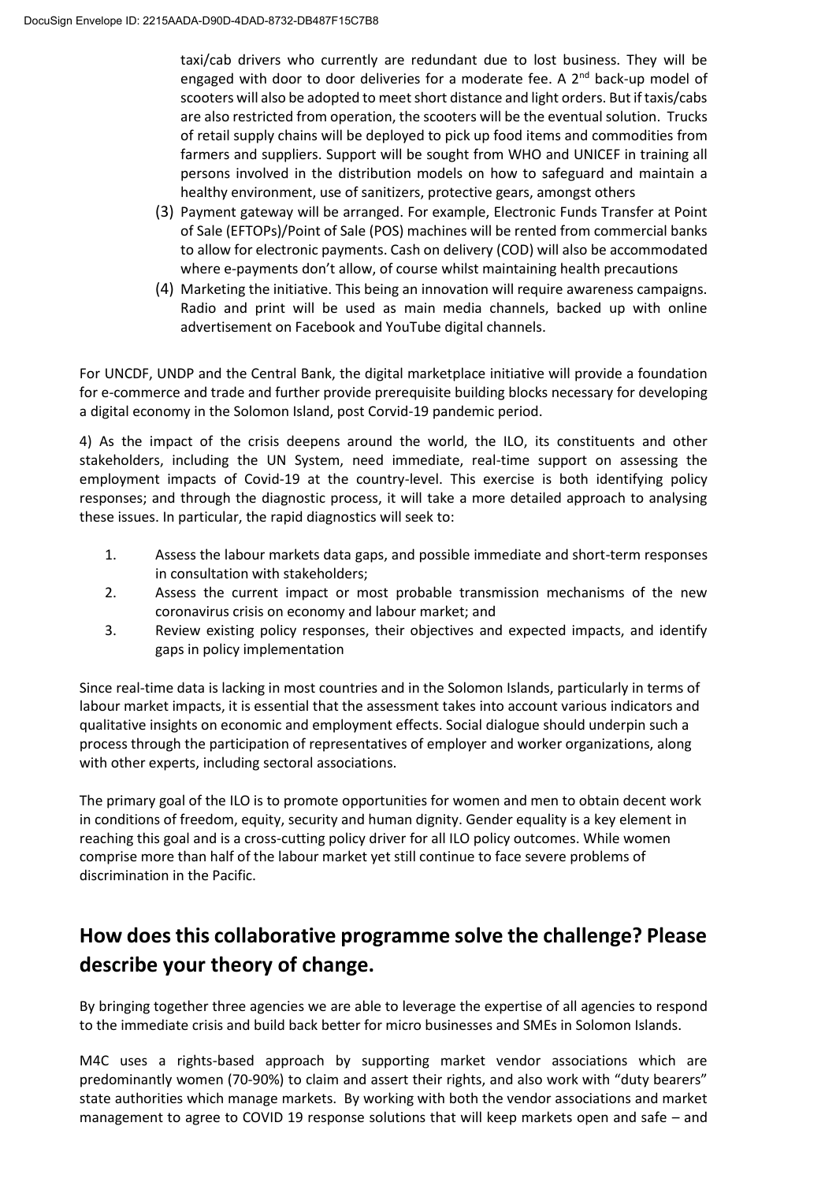taxi/cab drivers who currently are redundant due to lost business. They will be engaged with door to door deliveries for a moderate fee. A 2nd back-up model of scooters will also be adopted to meet short distance and light orders. But if taxis/cabs are also restricted from operation, the scooters will be the eventual solution. Trucks of retail supply chains will be deployed to pick up food items and commodities from farmers and suppliers. Support will be sought from WHO and UNICEF in training all persons involved in the distribution models on how to safeguard and maintain a healthy environment, use of sanitizers, protective gears, amongst others

(3) Payment gateway will be arranged. For example, Electronic Funds Transfer at Point of Sale (EFTOPs)/Point of Sale (POS) machines will be rented from commercial banks to allow for electronic payments. Cash on delivery (COD) will also be accommodated where e-payments don't allow, of course whilst maintaining health precautions

(4) Marketing the initiative. This being an innovation will require awareness campaigns. Radio and print will be used as main media channels, backed up with online advertisement on Facebook and YouTube digital channels.

For UNCDF, UNDP and the Central Bank, the digital marketplace initiative will provide a foundation for e-commerce and trade and further provide prerequisite building blocks necessary for developing a digital economy in the Solomon Island, post Corvid-19 pandemic period.

4) As the impact of the crisis deepens around the world, the ILO, its constituents and other stakeholders, including the UN System, need immediate, real-time support on assessing the employment impacts of Covid-19 at the country-level. This exercise is both identifying policy responses; and through the diagnostic process, it will take a more detailed approach to analysing these issues. In particular, the rapid diagnostics will seek to:

1. Assess the labour markets data gaps, and possible immediate and short-term responses in consultation with stakeholders;
2. Assess the current impact or most probable transmission mechanisms of the new coronavirus crisis on economy and labour market; and
3. Review existing policy responses, their objectives and expected impacts, and identify gaps in policy implementation

Since real-time data is lacking in most countries and in the Solomon Islands, particularly in terms of labour market impacts, it is essential that the assessment takes into account various indicators and qualitative insights on economic and employment effects. Social dialogue should underpin such a process through the participation of representatives of employer and worker organizations, along with other experts, including sectoral associations.

The primary goal of the ILO is to promote opportunities for women and men to obtain decent work in conditions of freedom, equity, security and human dignity. Gender equality is a key element in reaching this goal and is a cross-cutting policy driver for all ILO policy outcomes. While women comprise more than half of the labour market yet still continue to face severe problems of discrimination in the Pacific.

## How does this collaborative programme solve the challenge? Please describe your theory of change.

By bringing together three agencies we are able to leverage the expertise of all agencies to respond to the immediate crisis and build back better for micro businesses and SMEs in Solomon Islands.

M4C uses a rights-based approach by supporting market vendor associations which are predominantly women (70-90%) to claim and assert their rights, and also work with "duty bearers" state authorities which manage markets. By working with both the vendor associations and market management to agree to COVID 19 response solutions that will keep markets open and safe – and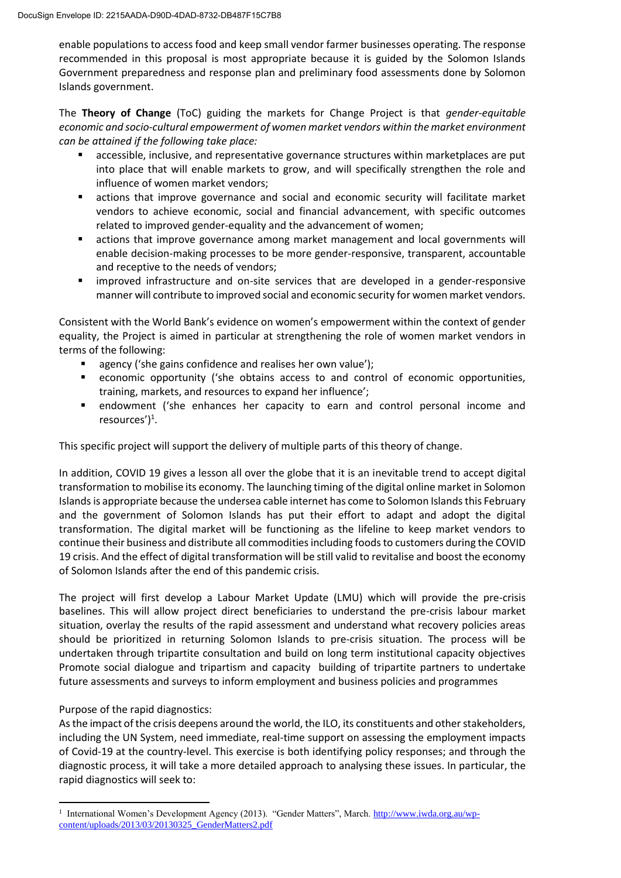enable populations to access food and keep small vendor farmer businesses operating. The response recommended in this proposal is most appropriate because it is guided by the Solomon Islands Government preparedness and response plan and preliminary food assessments done by Solomon Islands government.

The **Theory of Change** (ToC) guiding the markets for Change Project is that *gender-equitable economic and socio-cultural empowerment of women market vendors within the market environment can be attained if the following take place:*

- accessible, inclusive, and representative governance structures within marketplaces are put into place that will enable markets to grow, and will specifically strengthen the role and influence of women market vendors;
- actions that improve governance and social and economic security will facilitate market vendors to achieve economic, social and financial advancement, with specific outcomes related to improved gender-equality and the advancement of women;
- actions that improve governance among market management and local governments will enable decision-making processes to be more gender-responsive, transparent, accountable and receptive to the needs of vendors;
- improved infrastructure and on-site services that are developed in a gender-responsive manner will contribute to improved social and economic security for women market vendors.

Consistent with the World Bank's evidence on women's empowerment within the context of gender equality, the Project is aimed in particular at strengthening the role of women market vendors in terms of the following:

- agency ('she gains confidence and realises her own value');
- economic opportunity ('she obtains access to and control of economic opportunities, training, markets, and resources to expand her influence';
- endowment ('she enhances her capacity to earn and control personal income and resources')[1].

This specific project will support the delivery of multiple parts of this theory of change.

In addition, COVID 19 gives a lesson all over the globe that it is an inevitable trend to accept digital transformation to mobilise its economy. The launching timing of the digital online market in Solomon Islands is appropriate because the undersea cable internet has come to Solomon Islands this February and the government of Solomon Islands has put their effort to adapt and adopt the digital transformation. The digital market will be functioning as the lifeline to keep market vendors to continue their business and distribute all commodities including foods to customers during the COVID 19 crisis. And the effect of digital transformation will be still valid to revitalise and boost the economy of Solomon Islands after the end of this pandemic crisis.

The project will first develop a Labour Market Update (LMU) which will provide the pre-crisis baselines. This will allow project direct beneficiaries to understand the pre-crisis labour market situation, overlay the results of the rapid assessment and understand what recovery policies areas should be prioritized in returning Solomon Islands to pre-crisis situation. The process will be undertaken through tripartite consultation and build on long term institutional capacity objectives Promote social dialogue and tripartism and capacity building of tripartite partners to undertake future assessments and surveys to inform employment and business policies and programmes

Purpose of the rapid diagnostics:
As the impact of the crisis deepens around the world, the ILO, its constituents and other stakeholders, including the UN System, need immediate, real-time support on assessing the employment impacts of Covid-19 at the country-level. This exercise is both identifying policy responses; and through the diagnostic process, it will take a more detailed approach to analysing these issues. In particular, the rapid diagnostics will seek to:

---

[1] International Women's Development Agency (2013). "Gender Matters", March. http://www.iwda.org.au/wp-content/uploads/2013/03/20130325_GenderMatters2.pdf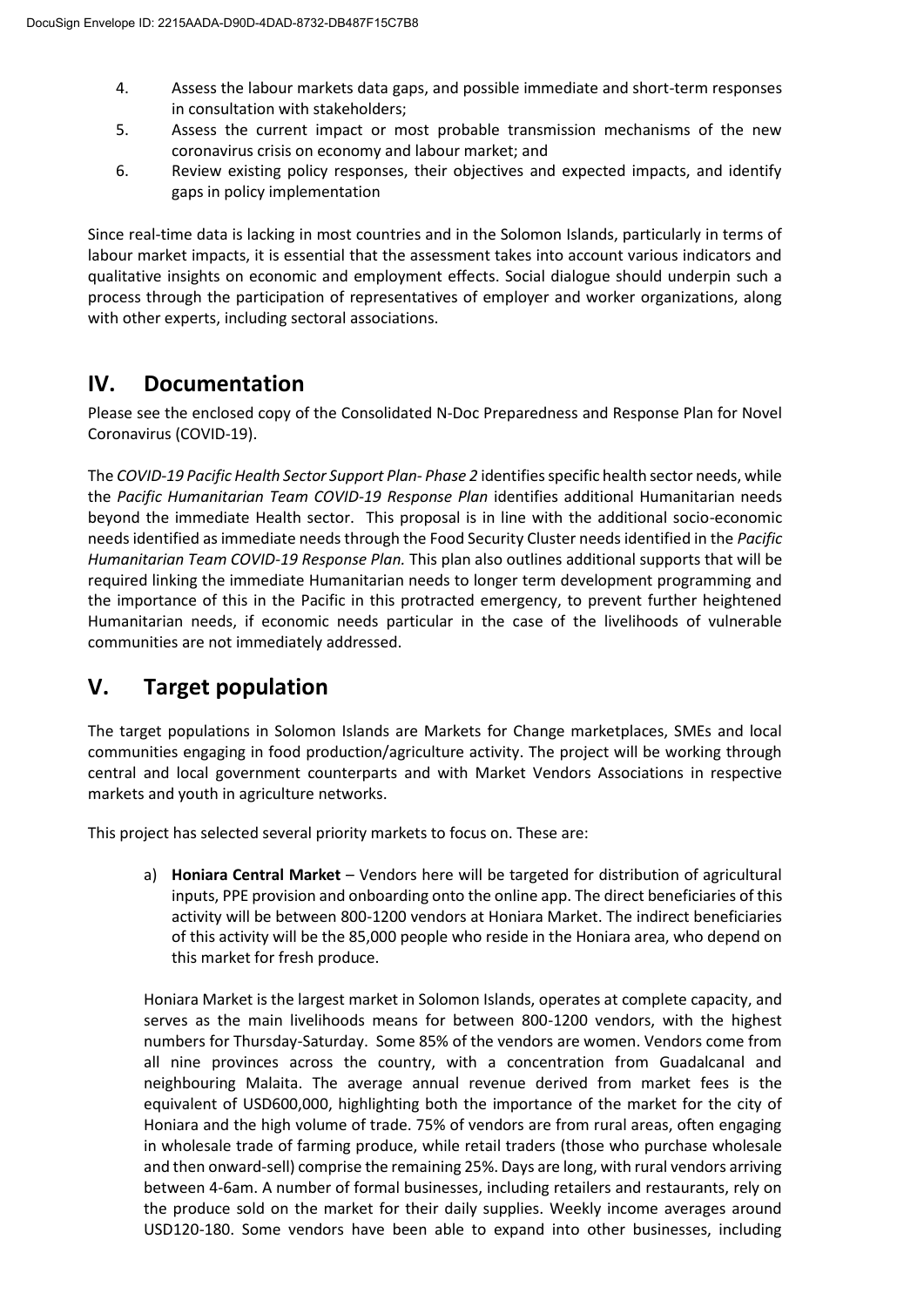4. Assess the labour markets data gaps, and possible immediate and short-term responses in consultation with stakeholders;
5. Assess the current impact or most probable transmission mechanisms of the new coronavirus crisis on economy and labour market; and
6. Review existing policy responses, their objectives and expected impacts, and identify gaps in policy implementation

Since real-time data is lacking in most countries and in the Solomon Islands, particularly in terms of labour market impacts, it is essential that the assessment takes into account various indicators and qualitative insights on economic and employment effects. Social dialogue should underpin such a process through the participation of representatives of employer and worker organizations, along with other experts, including sectoral associations.

## IV. Documentation

Please see the enclosed copy of the Consolidated N-Doc Preparedness and Response Plan for Novel Coronavirus (COVID-19).

The *COVID-19 Pacific Health Sector Support Plan- Phase 2* identifies specific health sector needs, while the *Pacific Humanitarian Team COVID-19 Response Plan* identifies additional Humanitarian needs beyond the immediate Health sector. This proposal is in line with the additional socio-economic needs identified as immediate needs through the Food Security Cluster needs identified in the *Pacific Humanitarian Team COVID-19 Response Plan.* This plan also outlines additional supports that will be required linking the immediate Humanitarian needs to longer term development programming and the importance of this in the Pacific in this protracted emergency, to prevent further heightened Humanitarian needs, if economic needs particular in the case of the livelihoods of vulnerable communities are not immediately addressed.

## V. Target population

The target populations in Solomon Islands are Markets for Change marketplaces, SMEs and local communities engaging in food production/agriculture activity. The project will be working through central and local government counterparts and with Market Vendors Associations in respective markets and youth in agriculture networks.

This project has selected several priority markets to focus on. These are:

a) **Honiara Central Market** – Vendors here will be targeted for distribution of agricultural inputs, PPE provision and onboarding onto the online app. The direct beneficiaries of this activity will be between 800-1200 vendors at Honiara Market. The indirect beneficiaries of this activity will be the 85,000 people who reside in the Honiara area, who depend on this market for fresh produce.

Honiara Market is the largest market in Solomon Islands, operates at complete capacity, and serves as the main livelihoods means for between 800-1200 vendors, with the highest numbers for Thursday-Saturday. Some 85% of the vendors are women. Vendors come from all nine provinces across the country, with a concentration from Guadalcanal and neighbouring Malaita. The average annual revenue derived from market fees is the equivalent of USD600,000, highlighting both the importance of the market for the city of Honiara and the high volume of trade. 75% of vendors are from rural areas, often engaging in wholesale trade of farming produce, while retail traders (those who purchase wholesale and then onward-sell) comprise the remaining 25%. Days are long, with rural vendors arriving between 4-6am. A number of formal businesses, including retailers and restaurants, rely on the produce sold on the market for their daily supplies. Weekly income averages around USD120-180. Some vendors have been able to expand into other businesses, including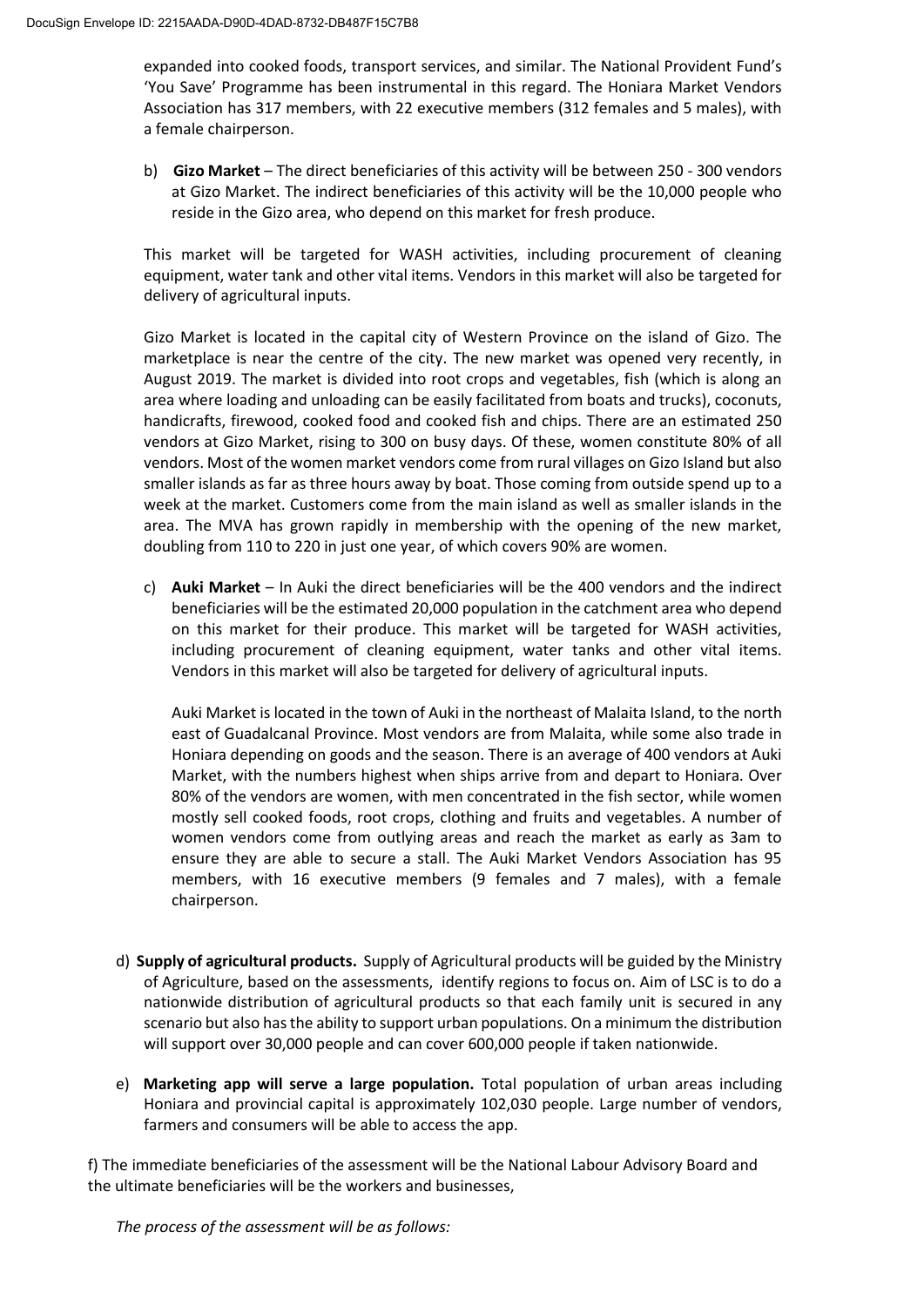expanded into cooked foods, transport services, and similar. The National Provident Fund's 'You Save' Programme has been instrumental in this regard. The Honiara Market Vendors Association has 317 members, with 22 executive members (312 females and 5 males), with a female chairperson.

b) **Gizo Market** – The direct beneficiaries of this activity will be between 250 - 300 vendors at Gizo Market. The indirect beneficiaries of this activity will be the 10,000 people who reside in the Gizo area, who depend on this market for fresh produce.

This market will be targeted for WASH activities, including procurement of cleaning equipment, water tank and other vital items. Vendors in this market will also be targeted for delivery of agricultural inputs.

Gizo Market is located in the capital city of Western Province on the island of Gizo. The marketplace is near the centre of the city. The new market was opened very recently, in August 2019. The market is divided into root crops and vegetables, fish (which is along an area where loading and unloading can be easily facilitated from boats and trucks), coconuts, handicrafts, firewood, cooked food and cooked fish and chips. There are an estimated 250 vendors at Gizo Market, rising to 300 on busy days. Of these, women constitute 80% of all vendors. Most of the women market vendors come from rural villages on Gizo Island but also smaller islands as far as three hours away by boat. Those coming from outside spend up to a week at the market. Customers come from the main island as well as smaller islands in the area. The MVA has grown rapidly in membership with the opening of the new market, doubling from 110 to 220 in just one year, of which covers 90% are women.

c) **Auki Market** – In Auki the direct beneficiaries will be the 400 vendors and the indirect beneficiaries will be the estimated 20,000 population in the catchment area who depend on this market for their produce. This market will be targeted for WASH activities, including procurement of cleaning equipment, water tanks and other vital items. Vendors in this market will also be targeted for delivery of agricultural inputs.

Auki Market is located in the town of Auki in the northeast of Malaita Island, to the north east of Guadalcanal Province. Most vendors are from Malaita, while some also trade in Honiara depending on goods and the season. There is an average of 400 vendors at Auki Market, with the numbers highest when ships arrive from and depart to Honiara. Over 80% of the vendors are women, with men concentrated in the fish sector, while women mostly sell cooked foods, root crops, clothing and fruits and vegetables. A number of women vendors come from outlying areas and reach the market as early as 3am to ensure they are able to secure a stall. The Auki Market Vendors Association has 95 members, with 16 executive members (9 females and 7 males), with a female chairperson.

d) **Supply of agricultural products.** Supply of Agricultural products will be guided by the Ministry of Agriculture, based on the assessments, identify regions to focus on. Aim of LSC is to do a nationwide distribution of agricultural products so that each family unit is secured in any scenario but also has the ability to support urban populations. On a minimum the distribution will support over 30,000 people and can cover 600,000 people if taken nationwide.

e) **Marketing app will serve a large population.** Total population of urban areas including Honiara and provincial capital is approximately 102,030 people. Large number of vendors, farmers and consumers will be able to access the app.

f) The immediate beneficiaries of the assessment will be the National Labour Advisory Board and the ultimate beneficiaries will be the workers and businesses,

*The process of the assessment will be as follows:*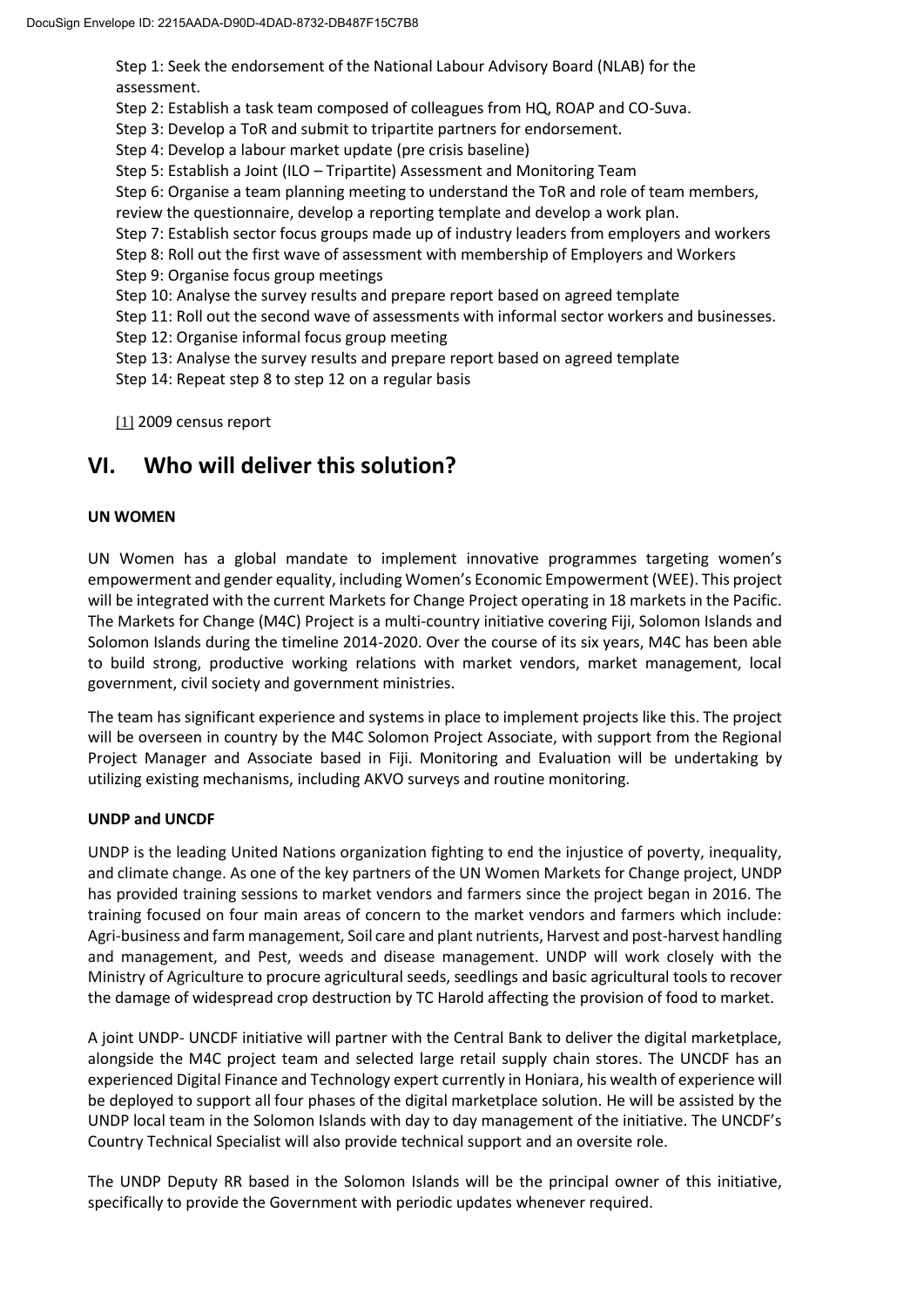Step 1: Seek the endorsement of the National Labour Advisory Board (NLAB) for the assessment.
Step 2: Establish a task team composed of colleagues from HQ, ROAP and CO-Suva.
Step 3: Develop a ToR and submit to tripartite partners for endorsement.
Step 4: Develop a labour market update (pre crisis baseline)
Step 5: Establish a Joint (ILO – Tripartite) Assessment and Monitoring Team
Step 6: Organise a team planning meeting to understand the ToR and role of team members, review the questionnaire, develop a reporting template and develop a work plan.
Step 7: Establish sector focus groups made up of industry leaders from employers and workers
Step 8: Roll out the first wave of assessment with membership of Employers and Workers
Step 9: Organise focus group meetings
Step 10: Analyse the survey results and prepare report based on agreed template
Step 11: Roll out the second wave of assessments with informal sector workers and businesses.
Step 12: Organise informal focus group meeting
Step 13: Analyse the survey results and prepare report based on agreed template
Step 14: Repeat step 8 to step 12 on a regular basis

[1] 2009 census report

# VI. Who will deliver this solution?

**UN WOMEN**

UN Women has a global mandate to implement innovative programmes targeting women's empowerment and gender equality, including Women's Economic Empowerment (WEE). This project will be integrated with the current Markets for Change Project operating in 18 markets in the Pacific. The Markets for Change (M4C) Project is a multi-country initiative covering Fiji, Solomon Islands and Solomon Islands during the timeline 2014-2020. Over the course of its six years, M4C has been able to build strong, productive working relations with market vendors, market management, local government, civil society and government ministries.

The team has significant experience and systems in place to implement projects like this. The project will be overseen in country by the M4C Solomon Project Associate, with support from the Regional Project Manager and Associate based in Fiji. Monitoring and Evaluation will be undertaking by utilizing existing mechanisms, including AKVO surveys and routine monitoring.

**UNDP and UNCDF**

UNDP is the leading United Nations organization fighting to end the injustice of poverty, inequality, and climate change. As one of the key partners of the UN Women Markets for Change project, UNDP has provided training sessions to market vendors and farmers since the project began in 2016. The training focused on four main areas of concern to the market vendors and farmers which include: Agri-business and farm management, Soil care and plant nutrients, Harvest and post-harvest handling and management, and Pest, weeds and disease management. UNDP will work closely with the Ministry of Agriculture to procure agricultural seeds, seedlings and basic agricultural tools to recover the damage of widespread crop destruction by TC Harold affecting the provision of food to market.

A joint UNDP- UNCDF initiative will partner with the Central Bank to deliver the digital marketplace, alongside the M4C project team and selected large retail supply chain stores. The UNCDF has an experienced Digital Finance and Technology expert currently in Honiara, his wealth of experience will be deployed to support all four phases of the digital marketplace solution. He will be assisted by the UNDP local team in the Solomon Islands with day to day management of the initiative. The UNCDF's Country Technical Specialist will also provide technical support and an oversite role.

The UNDP Deputy RR based in the Solomon Islands will be the principal owner of this initiative, specifically to provide the Government with periodic updates whenever required.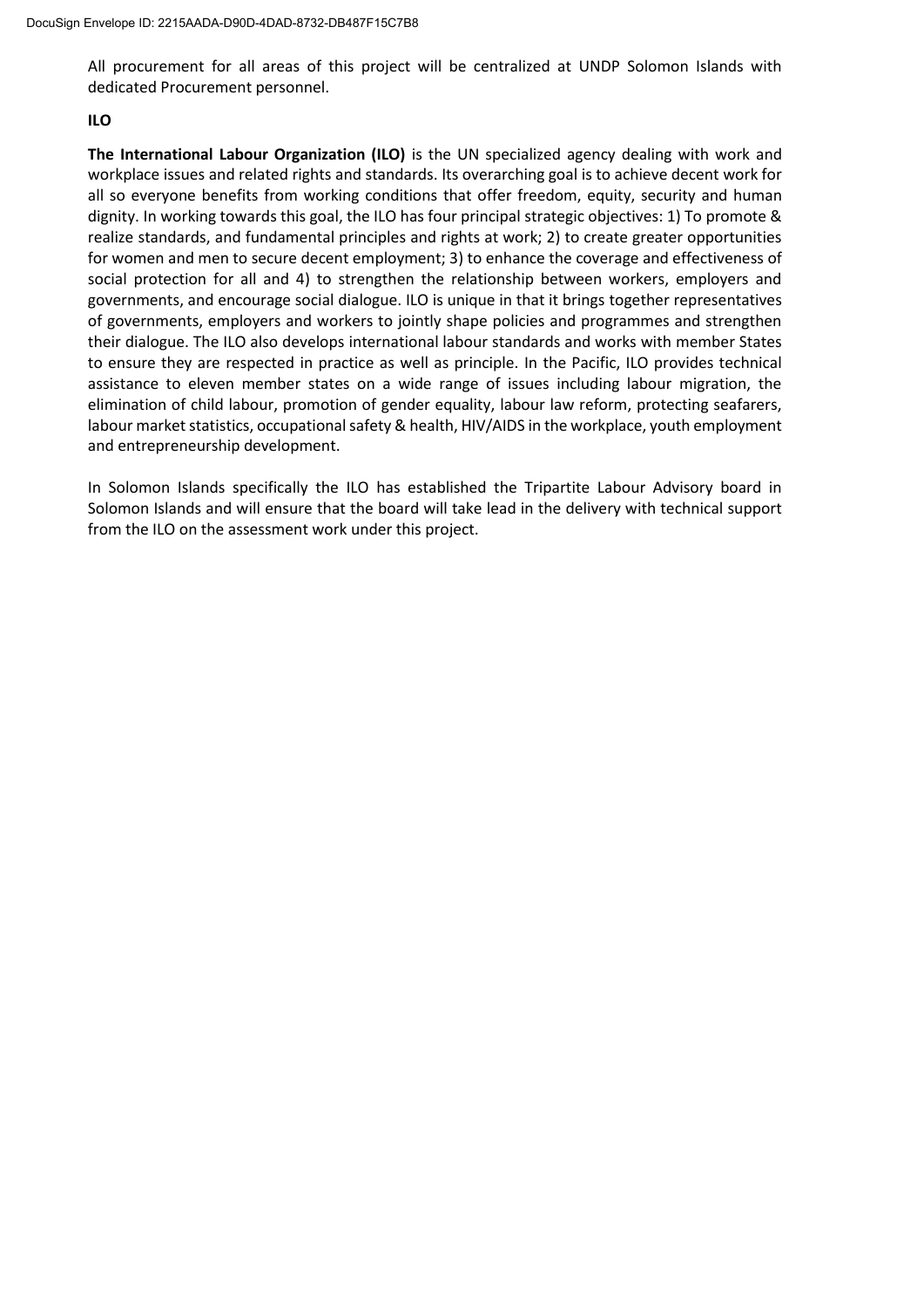All procurement for all areas of this project will be centralized at UNDP Solomon Islands with dedicated Procurement personnel.

**ILO**

**The International Labour Organization (ILO)** is the UN specialized agency dealing with work and workplace issues and related rights and standards. Its overarching goal is to achieve decent work for all so everyone benefits from working conditions that offer freedom, equity, security and human dignity. In working towards this goal, the ILO has four principal strategic objectives: 1) To promote & realize standards, and fundamental principles and rights at work; 2) to create greater opportunities for women and men to secure decent employment; 3) to enhance the coverage and effectiveness of social protection for all and 4) to strengthen the relationship between workers, employers and governments, and encourage social dialogue. ILO is unique in that it brings together representatives of governments, employers and workers to jointly shape policies and programmes and strengthen their dialogue. The ILO also develops international labour standards and works with member States to ensure they are respected in practice as well as principle. In the Pacific, ILO provides technical assistance to eleven member states on a wide range of issues including labour migration, the elimination of child labour, promotion of gender equality, labour law reform, protecting seafarers, labour market statistics, occupational safety & health, HIV/AIDS in the workplace, youth employment and entrepreneurship development.

In Solomon Islands specifically the ILO has established the Tripartite Labour Advisory board in Solomon Islands and will ensure that the board will take lead in the delivery with technical support from the ILO on the assessment work under this project.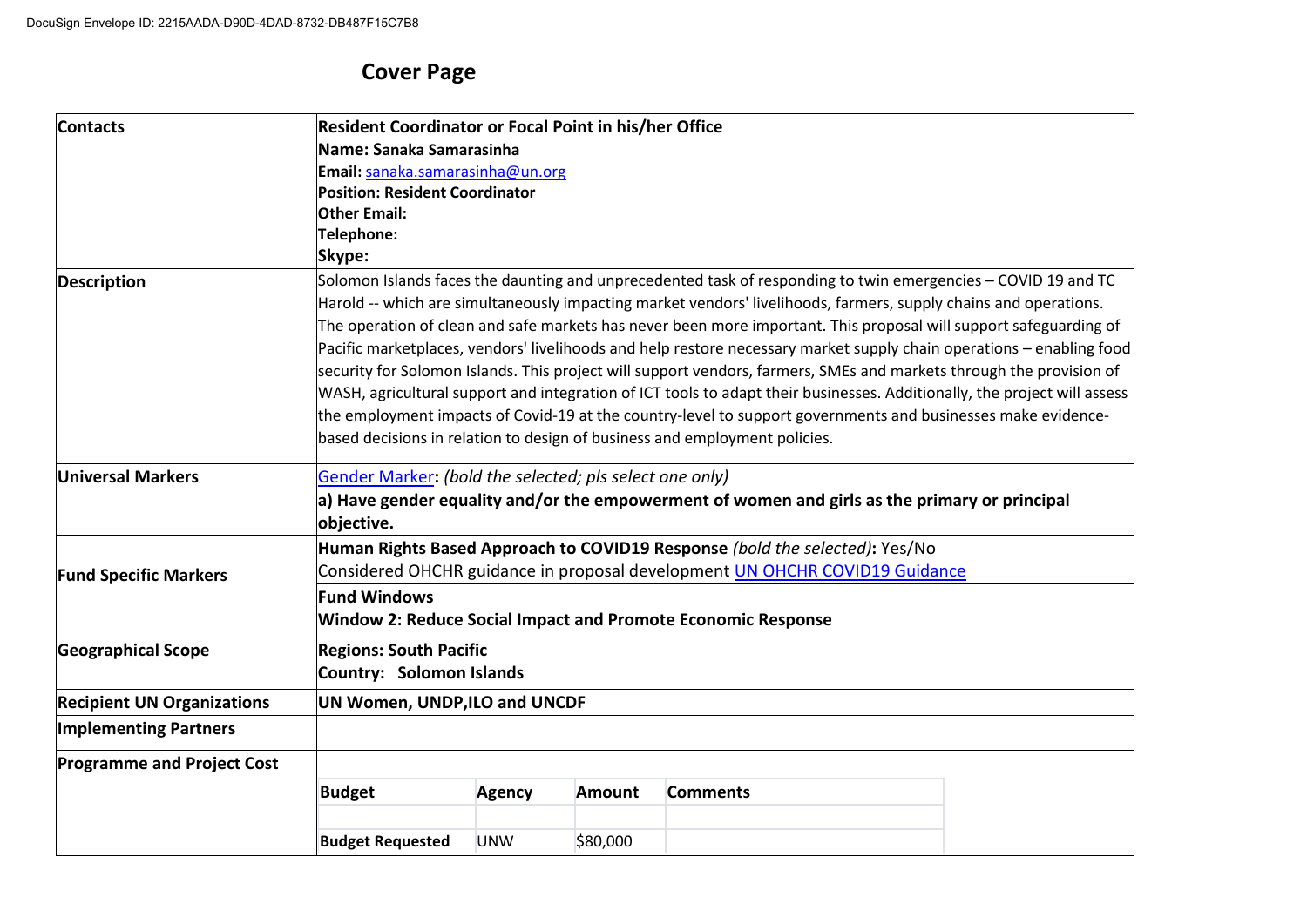# Cover Page

| Contacts | **Resident Coordinator or Focal Point in his/her Office**<br>**Name: Sanaka Samarasinha**<br>**Email:** sanaka.samarasinha@un.org<br>**Position: Resident Coordinator**<br>**Other Email:**<br>**Telephone:**<br>**Skype:** |
|---|---|
| **Description** | Solomon Islands faces the daunting and unprecedented task of responding to twin emergencies – COVID 19 and TC Harold -- which are simultaneously impacting market vendors' livelihoods, farmers, supply chains and operations. The operation of clean and safe markets has never been more important. This proposal will support safeguarding of Pacific marketplaces, vendors' livelihoods and help restore necessary market supply chain operations – enabling food security for Solomon Islands. This project will support vendors, farmers, SMEs and markets through the provision of WASH, agricultural support and integration of ICT tools to adapt their businesses. Additionally, the project will assess the employment impacts of Covid-19 at the country-level to support governments and businesses make evidence-based decisions in relation to design of business and employment policies. |
| **Universal Markers** | Gender Marker**:** *(bold the selected; pls select one only)*<br>**a) Have gender equality and/or the empowerment of women and girls as the primary or principal objective.** |
| **Fund Specific Markers** | **Human Rights Based Approach to COVID19 Response** *(bold the selected)***:** Yes/No<br>Considered OHCHR guidance in proposal development UN OHCHR COVID19 Guidance<br>**Fund Windows**<br>**Window 2: Reduce Social Impact and Promote Economic Response** |
| **Geographical Scope** | **Regions: South Pacific**<br>**Country: Solomon Islands** |
| **Recipient UN Organizations** | **UN Women, UNDP,ILO and UNCDF** |
| **Implementing Partners** | |
| **Programme and Project Cost** | |

| Budget | Agency | Amount | Comments |
|---|---|---|---|
| | | | |
| **Budget Requested** | UNW | $80,000 | |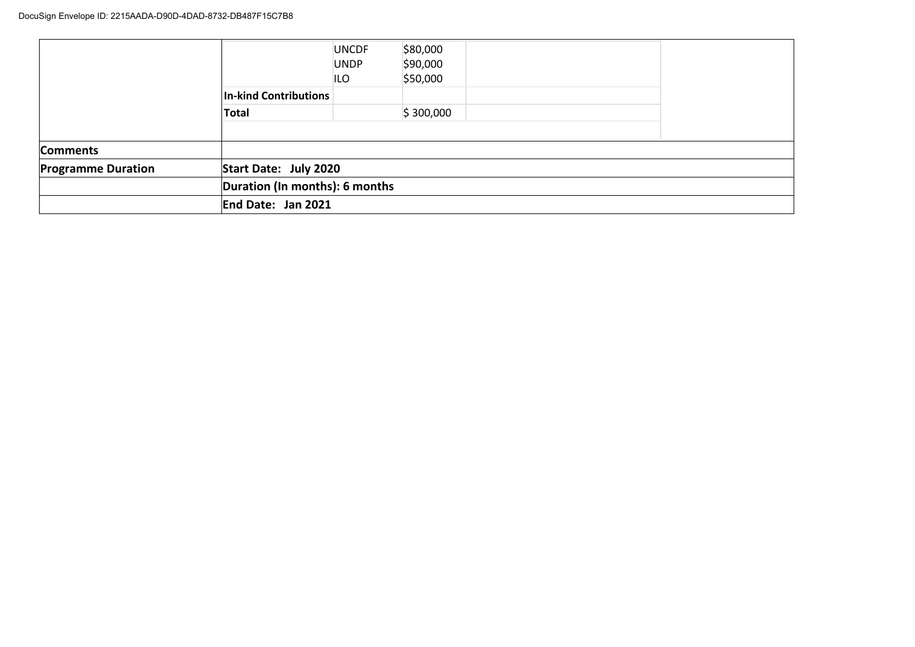| | | | | |
|---|---|---|---|---|
| | | UNCDF<br>UNDP<br>ILO | \$80,000<br>\$90,000<br>\$50,000 | |
| | **In-kind Contributions** | | | |
| | **Total** | | \$ 300,000 | |
| **Comments** | | | | |
| **Programme Duration** | **Start Date: July 2020** | | | |
| | **Duration (In months): 6 months** | | | |
| | **End Date: Jan 2021** | | | |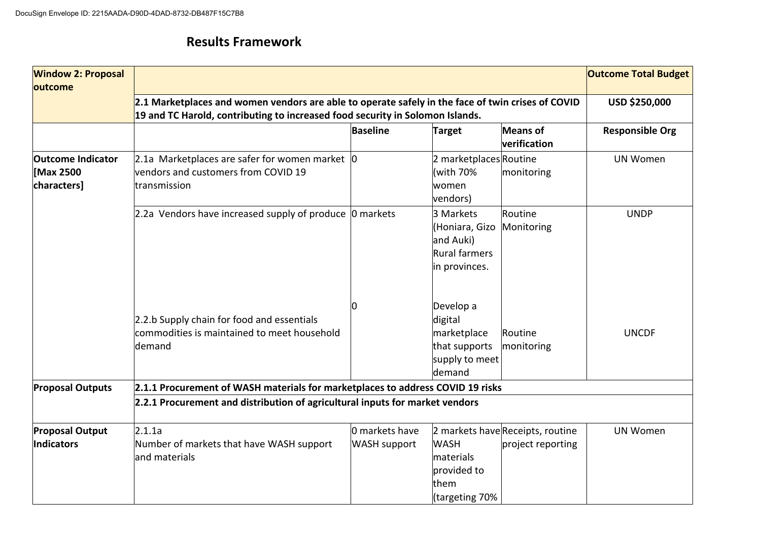# Results Framework

| Window 2: Proposal outcome | | | | | Outcome Total Budget |
|---|---|---|---|---|---|
| | 2.1 Marketplaces and women vendors are able to operate safely in the face of twin crises of COVID 19 and TC Harold, contributing to increased food security in Solomon Islands. | | | | USD $250,000 |
| | | Baseline | Target | Means of verification | Responsible Org |
| Outcome Indicator [Max 2500 characters] | 2.1a Marketplaces are safer for women market vendors and customers from COVID 19 transmission | 0 | 2 marketplaces (with 70% women vendors) | Routine monitoring | UN Women |
| | 2.2a Vendors have increased supply of produce | 0 markets | 3 Markets (Honiara, Gizo and Auki) Rural farmers in provinces. | Routine Monitoring | UNDP |
| | 2.2.b Supply chain for food and essentials commodities is maintained to meet household demand | 0 | Develop a digital marketplace that supports supply to meet demand | Routine monitoring | UNCDF |
| Proposal Outputs | 2.1.1 Procurement of WASH materials for marketplaces to address COVID 19 risks | | | | |
| | 2.2.1 Procurement and distribution of agricultural inputs for market vendors | | | | |
| Proposal Output Indicators | 2.1.1a<br>Number of markets that have WASH support and materials | 0 markets have WASH support | 2 markets have WASH materials provided to them (targeting 70% | Receipts, routine project reporting | UN Women |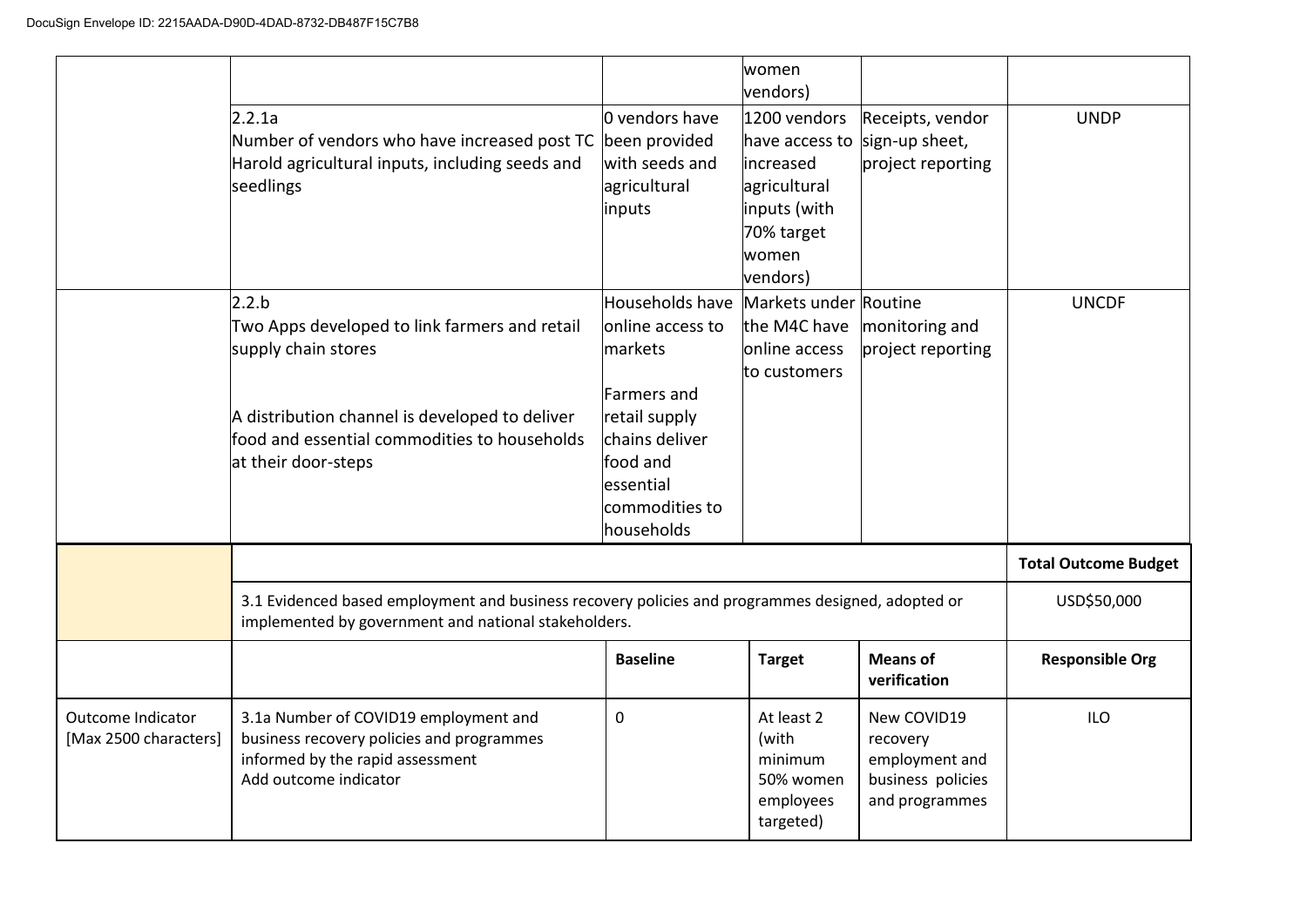| | | | | | |
|---|---|---|---|---|---|
| | | | women vendors) | | |
| | 2.2.1a<br>Number of vendors who have increased post TC Harold agricultural inputs, including seeds and seedlings | 0 vendors have been provided with seeds and agricultural inputs | 1200 vendors have access to increased agricultural inputs (with 70% target women vendors) | Receipts, vendor sign-up sheet, project reporting | UNDP |
| | 2.2.b<br>Two Apps developed to link farmers and retail supply chain stores<br><br>A distribution channel is developed to deliver food and essential commodities to households at their door-steps | Households have online access to markets<br><br>Farmers and retail supply chains deliver food and essential commodities to households | Markets under the M4C have online access to customers | Routine monitoring and project reporting | UNCDF |

| | | | | | |
|---|---|---|---|---|---|
| | | | | | **Total Outcome Budget** |
| | 3.1 Evidenced based employment and business recovery policies and programmes designed, adopted or implemented by government and national stakeholders. | | | | USD$50,000 |
| | | **Baseline** | **Target** | **Means of verification** | **Responsible Org** |
| Outcome Indicator [Max 2500 characters] | 3.1a Number of COVID19 employment and business recovery policies and programmes informed by the rapid assessment<br>Add outcome indicator | 0 | At least 2 (with minimum 50% women employees targeted) | New COVID19 recovery employment and business policies and programmes | ILO |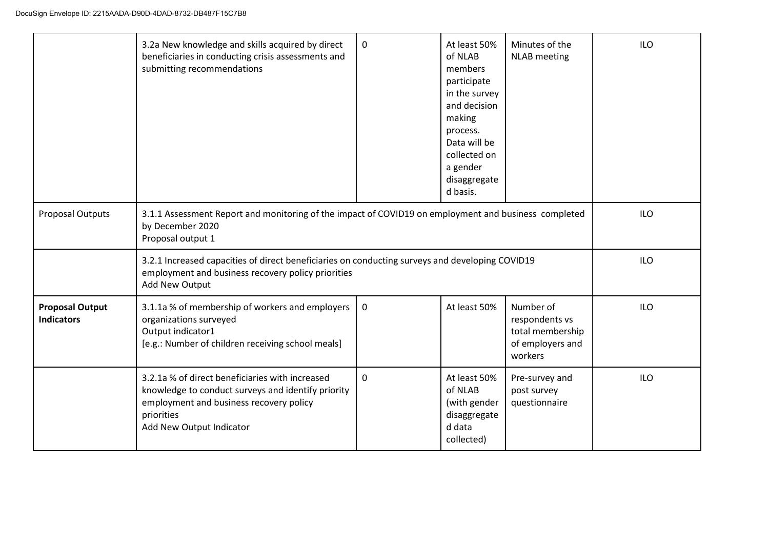| | | | | | |
|---|---|---|---|---|---|
| | 3.2a New knowledge and skills acquired by direct beneficiaries in conducting crisis assessments and submitting recommendations | 0 | At least 50% of NLAB members participate in the survey and decision making process. Data will be collected on a gender disaggregated basis. | Minutes of the NLAB meeting | ILO |
| Proposal Outputs | 3.1.1 Assessment Report and monitoring of the impact of COVID19 on employment and business completed by December 2020<br>Proposal output 1 | | | | ILO |
| | 3.2.1 Increased capacities of direct beneficiaries on conducting surveys and developing COVID19 employment and business recovery policy priorities<br>Add New Output | | | | ILO |
| **Proposal Output Indicators** | 3.1.1a % of membership of workers and employers organizations surveyed<br>Output indicator1<br>[e.g.: Number of children receiving school meals] | 0 | At least 50% | Number of respondents vs total membership of employers and workers | ILO |
| | 3.2.1a % of direct beneficiaries with increased knowledge to conduct surveys and identify priority employment and business recovery policy priorities<br>Add New Output Indicator | 0 | At least 50% of NLAB (with gender disaggregated data collected) | Pre-survey and post survey questionnaire | ILO |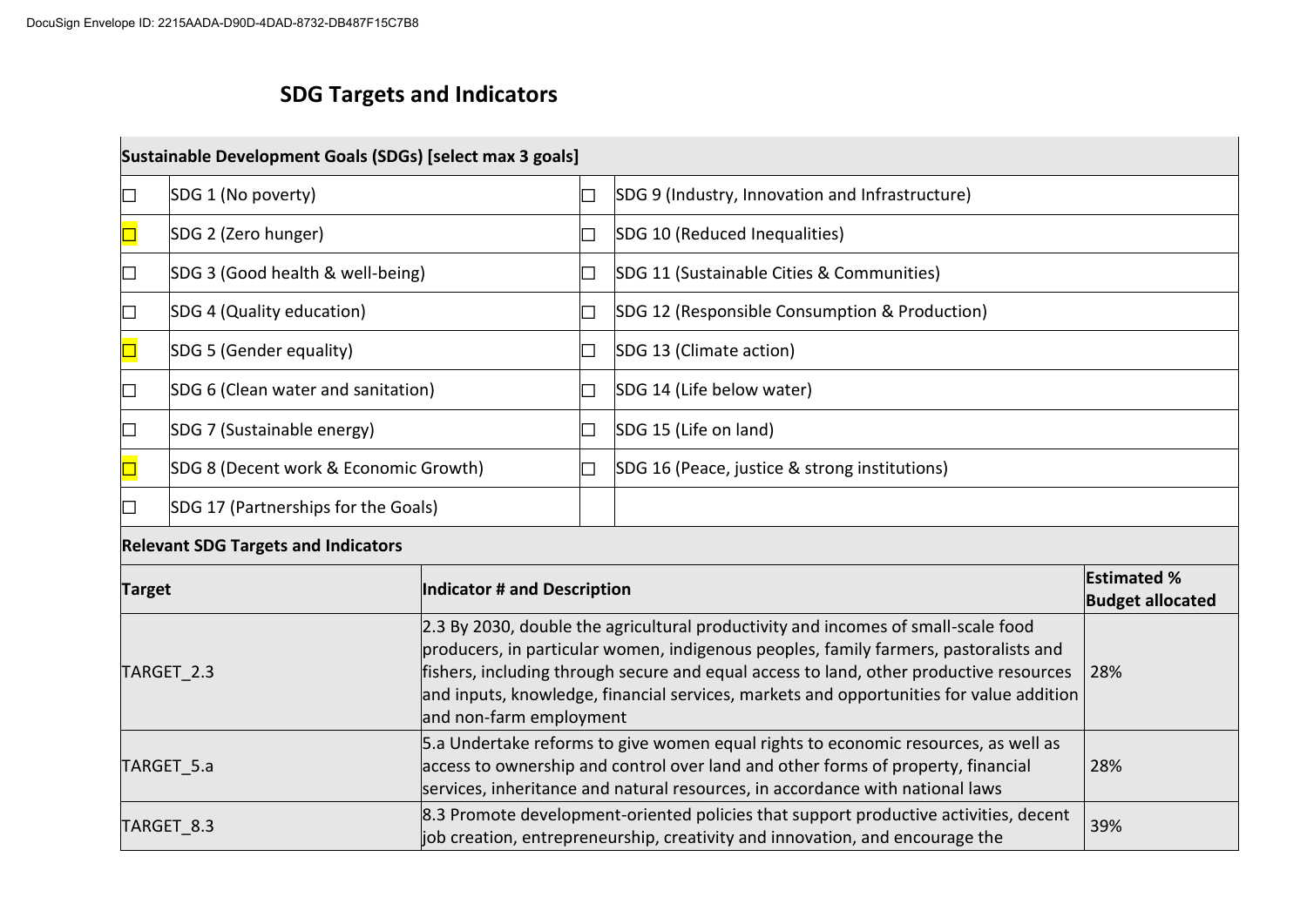## SDG Targets and Indicators

| Sustainable Development Goals (SDGs) [select max 3 goals] | | | |
|---|---|---|---|
| ☐ | SDG 1 (No poverty) | ☐ | SDG 9 (Industry, Innovation and Infrastructure) |
| ☐ | SDG 2 (Zero hunger) | ☐ | SDG 10 (Reduced Inequalities) |
| ☐ | SDG 3 (Good health & well-being) | ☐ | SDG 11 (Sustainable Cities & Communities) |
| ☐ | SDG 4 (Quality education) | ☐ | SDG 12 (Responsible Consumption & Production) |
| ☐ | SDG 5 (Gender equality) | ☐ | SDG 13 (Climate action) |
| ☐ | SDG 6 (Clean water and sanitation) | ☐ | SDG 14 (Life below water) |
| ☐ | SDG 7 (Sustainable energy) | ☐ | SDG 15 (Life on land) |
| ☐ | SDG 8 (Decent work & Economic Growth) | ☐ | SDG 16 (Peace, justice & strong institutions) |
| ☐ | SDG 17 (Partnerships for the Goals) | | |

**Relevant SDG Targets and Indicators**

| Target | Indicator # and Description | Estimated % Budget allocated |
|---|---|---|
| TARGET_2.3 | 2.3 By 2030, double the agricultural productivity and incomes of small-scale food producers, in particular women, indigenous peoples, family farmers, pastoralists and fishers, including through secure and equal access to land, other productive resources and inputs, knowledge, financial services, markets and opportunities for value addition and non-farm employment | 28% |
| TARGET_5.a | 5.a Undertake reforms to give women equal rights to economic resources, as well as access to ownership and control over land and other forms of property, financial services, inheritance and natural resources, in accordance with national laws | 28% |
| TARGET_8.3 | 8.3 Promote development-oriented policies that support productive activities, decent job creation, entrepreneurship, creativity and innovation, and encourage the | 39% |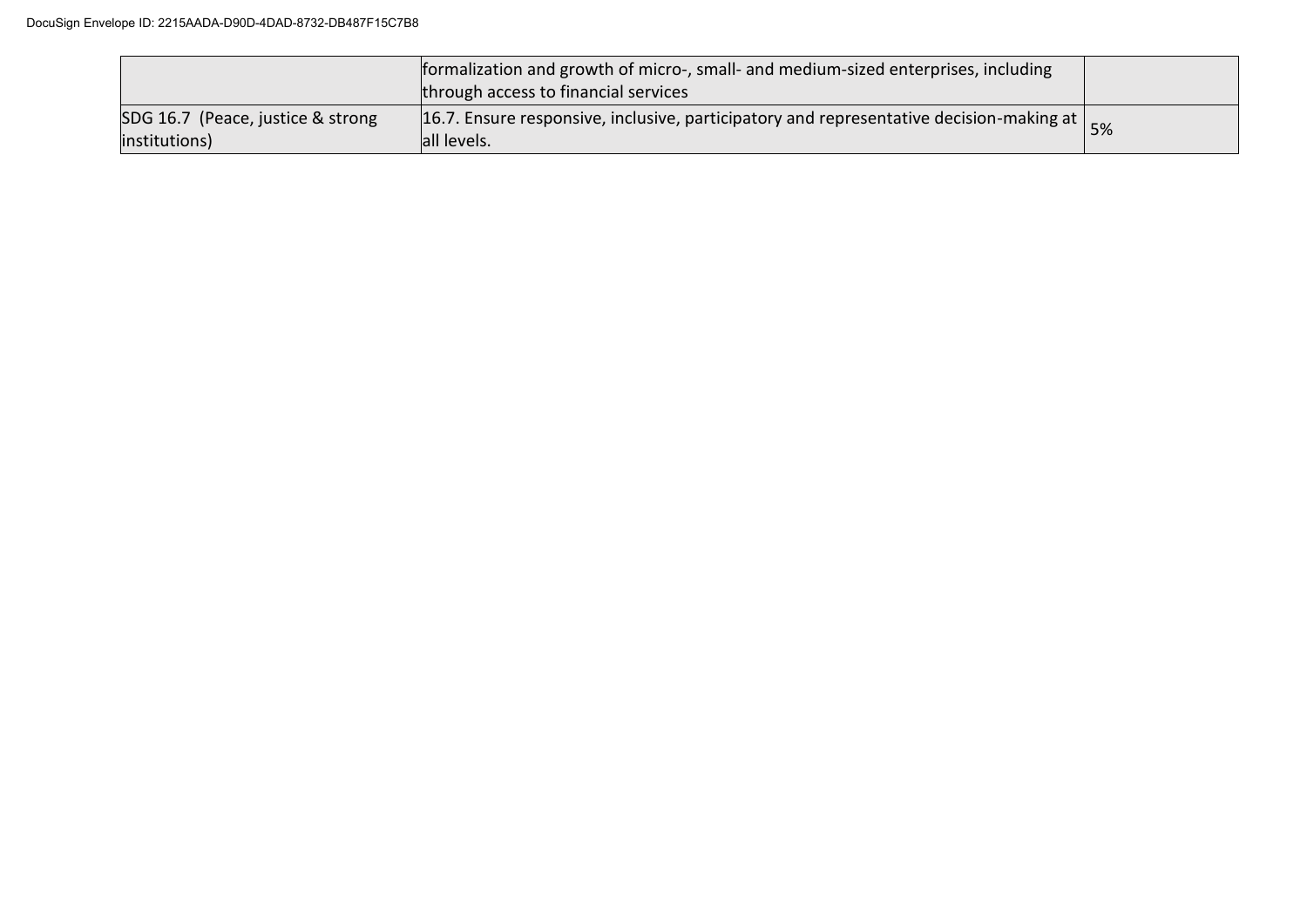| | | |
|---|---|---|
| | formalization and growth of micro-, small- and medium-sized enterprises, including through access to financial services | |
| SDG 16.7 (Peace, justice & strong institutions) | 16.7. Ensure responsive, inclusive, participatory and representative decision-making at all levels. | 5% |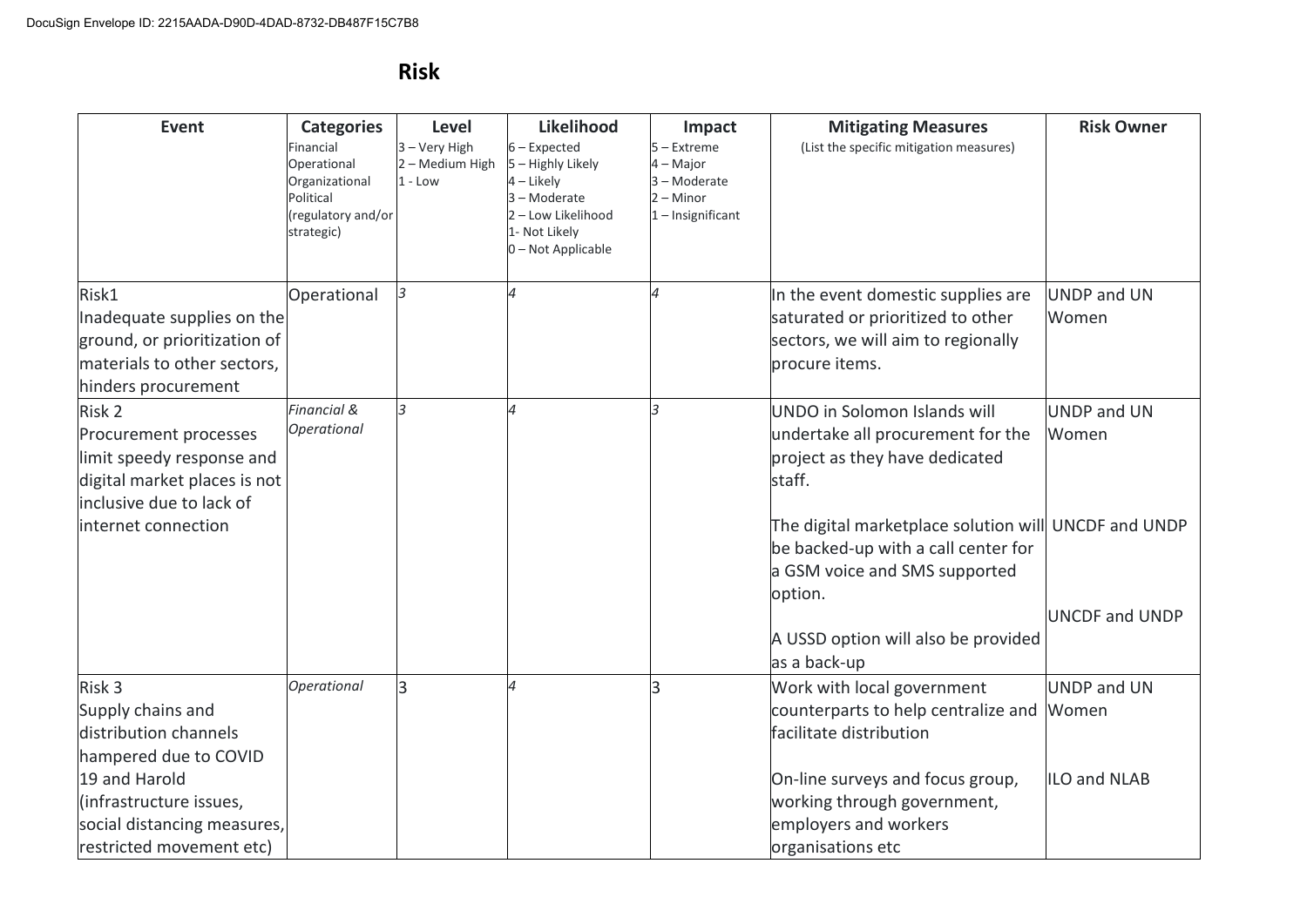# Risk

| Event | Categories<br>Financial<br>Operational<br>Organizational<br>Political<br>(regulatory and/or strategic) | Level<br>3 – Very High<br>2 – Medium High<br>1 - Low | Likelihood<br>6 – Expected<br>5 – Highly Likely<br>4 – Likely<br>3 – Moderate<br>2 – Low Likelihood<br>1- Not Likely<br>0 – Not Applicable | Impact<br>5 – Extreme<br>4 – Major<br>3 – Moderate<br>2 – Minor<br>1 – Insignificant | Mitigating Measures<br>(List the specific mitigation measures) | Risk Owner |
|---|---|---|---|---|---|---|
| Risk1<br>Inadequate supplies on the ground, or prioritization of materials to other sectors, hinders procurement | Operational | *3* | *4* | *4* | In the event domestic supplies are saturated or prioritized to other sectors, we will aim to regionally procure items. | UNDP and UN Women |
| Risk 2<br>Procurement processes limit speedy response and digital market places is not inclusive due to lack of internet connection | *Financial & Operational* | *3* | *4* | *3* | UNDO in Solomon Islands will undertake all procurement for the project as they have dedicated staff.<br><br>The digital marketplace solution will be backed-up with a call center for a GSM voice and SMS supported option.<br><br>A USSD option will also be provided as a back-up | UNDP and UN Women<br><br>UNCDF and UNDP<br><br>UNCDF and UNDP |
| Risk 3<br>Supply chains and distribution channels hampered due to COVID 19 and Harold (infrastructure issues, social distancing measures, restricted movement etc) | *Operational* | 3 | *4* | 3 | Work with local government counterparts to help centralize and facilitate distribution<br><br>On-line surveys and focus group, working through government, employers and workers organisations etc | UNDP and UN Women<br><br>ILO and NLAB |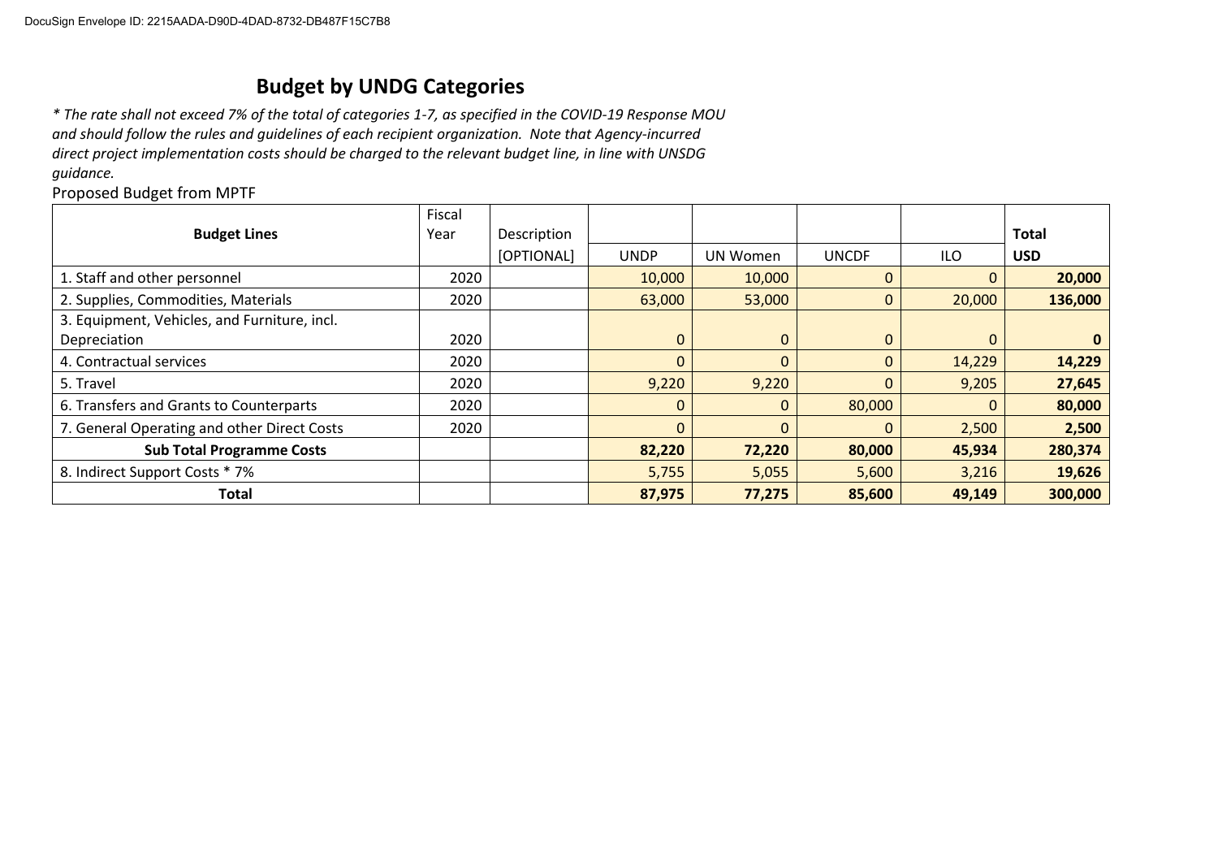# Budget by UNDG Categories

*\* The rate shall not exceed 7% of the total of categories 1-7, as specified in the COVID-19 Response MOU and should follow the rules and guidelines of each recipient organization. Note that Agency-incurred direct project implementation costs should be charged to the relevant budget line, in line with UNSDG guidance.*

Proposed Budget from MPTF

| Budget Lines | Fiscal Year | Description [OPTIONAL] | UNDP | UN Women | UNCDF | ILO | Total USD |
|---|---|---|---|---|---|---|---|
| 1. Staff and other personnel | 2020 | | 10,000 | 10,000 | 0 | 0 | **20,000** |
| 2. Supplies, Commodities, Materials | 2020 | | 63,000 | 53,000 | 0 | 20,000 | **136,000** |
| 3. Equipment, Vehicles, and Furniture, incl. Depreciation | 2020 | | 0 | 0 | 0 | 0 | **0** |
| 4. Contractual services | 2020 | | 0 | 0 | 0 | 14,229 | **14,229** |
| 5. Travel | 2020 | | 9,220 | 9,220 | 0 | 9,205 | **27,645** |
| 6. Transfers and Grants to Counterparts | 2020 | | 0 | 0 | 80,000 | 0 | **80,000** |
| 7. General Operating and other Direct Costs | 2020 | | 0 | 0 | 0 | 2,500 | **2,500** |
| **Sub Total Programme Costs** | | | **82,220** | **72,220** | **80,000** | **45,934** | **280,374** |
| 8. Indirect Support Costs * 7% | | | 5,755 | 5,055 | 5,600 | 3,216 | **19,626** |
| **Total** | | | **87,975** | **77,275** | **85,600** | **49,149** | **300,000** |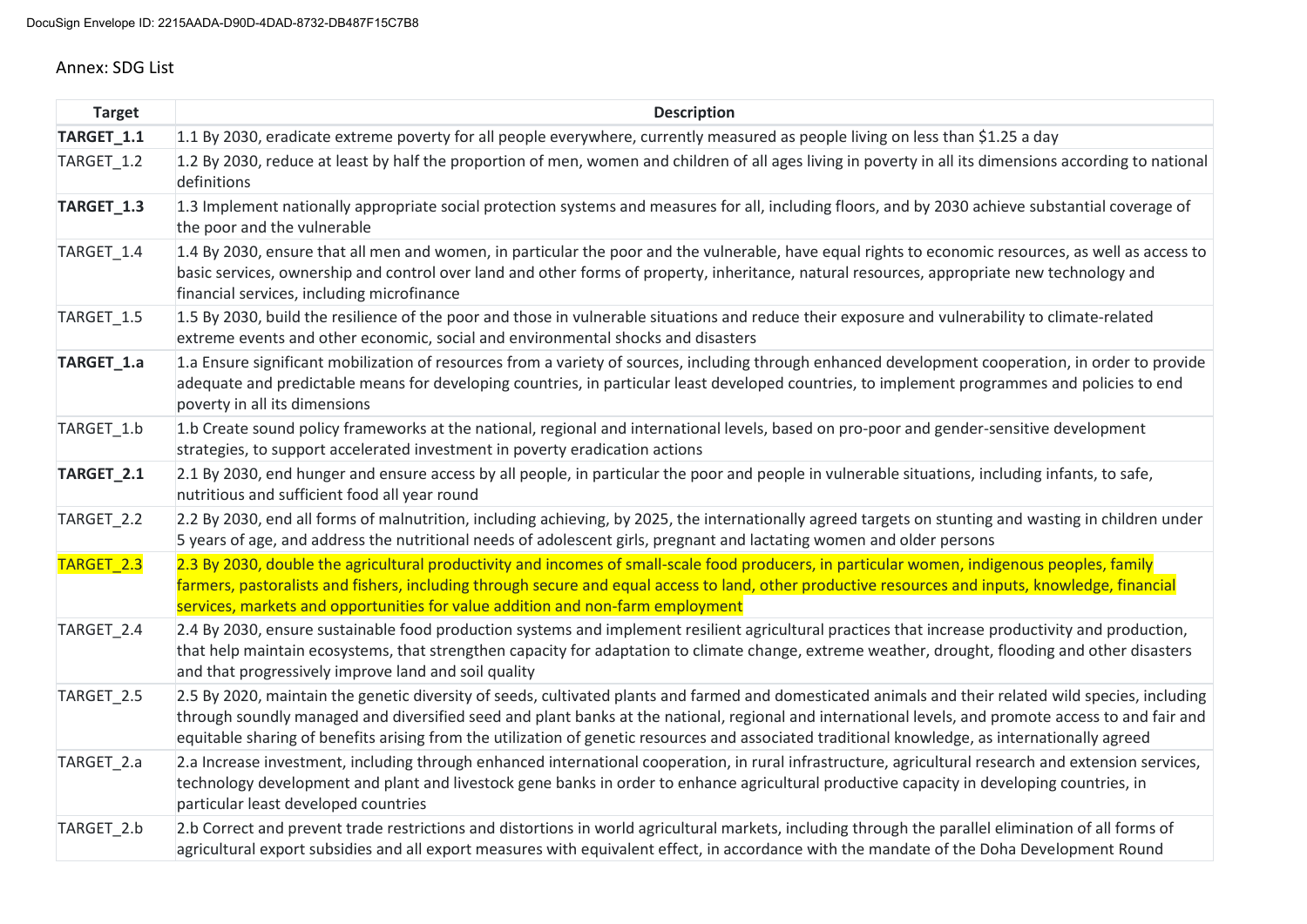Annex: SDG List

| Target | Description |
|---|---|
| **TARGET_1.1** | 1.1 By 2030, eradicate extreme poverty for all people everywhere, currently measured as people living on less than $1.25 a day |
| TARGET_1.2 | 1.2 By 2030, reduce at least by half the proportion of men, women and children of all ages living in poverty in all its dimensions according to national definitions |
| **TARGET_1.3** | 1.3 Implement nationally appropriate social protection systems and measures for all, including floors, and by 2030 achieve substantial coverage of the poor and the vulnerable |
| TARGET_1.4 | 1.4 By 2030, ensure that all men and women, in particular the poor and the vulnerable, have equal rights to economic resources, as well as access to basic services, ownership and control over land and other forms of property, inheritance, natural resources, appropriate new technology and financial services, including microfinance |
| TARGET_1.5 | 1.5 By 2030, build the resilience of the poor and those in vulnerable situations and reduce their exposure and vulnerability to climate-related extreme events and other economic, social and environmental shocks and disasters |
| **TARGET_1.a** | 1.a Ensure significant mobilization of resources from a variety of sources, including through enhanced development cooperation, in order to provide adequate and predictable means for developing countries, in particular least developed countries, to implement programmes and policies to end poverty in all its dimensions |
| TARGET_1.b | 1.b Create sound policy frameworks at the national, regional and international levels, based on pro-poor and gender-sensitive development strategies, to support accelerated investment in poverty eradication actions |
| **TARGET_2.1** | 2.1 By 2030, end hunger and ensure access by all people, in particular the poor and people in vulnerable situations, including infants, to safe, nutritious and sufficient food all year round |
| TARGET_2.2 | 2.2 By 2030, end all forms of malnutrition, including achieving, by 2025, the internationally agreed targets on stunting and wasting in children under 5 years of age, and address the nutritional needs of adolescent girls, pregnant and lactating women and older persons |
| TARGET_2.3 | 2.3 By 2030, double the agricultural productivity and incomes of small-scale food producers, in particular women, indigenous peoples, family farmers, pastoralists and fishers, including through secure and equal access to land, other productive resources and inputs, knowledge, financial services, markets and opportunities for value addition and non-farm employment |
| TARGET_2.4 | 2.4 By 2030, ensure sustainable food production systems and implement resilient agricultural practices that increase productivity and production, that help maintain ecosystems, that strengthen capacity for adaptation to climate change, extreme weather, drought, flooding and other disasters and that progressively improve land and soil quality |
| TARGET_2.5 | 2.5 By 2020, maintain the genetic diversity of seeds, cultivated plants and farmed and domesticated animals and their related wild species, including through soundly managed and diversified seed and plant banks at the national, regional and international levels, and promote access to and fair and equitable sharing of benefits arising from the utilization of genetic resources and associated traditional knowledge, as internationally agreed |
| TARGET_2.a | 2.a Increase investment, including through enhanced international cooperation, in rural infrastructure, agricultural research and extension services, technology development and plant and livestock gene banks in order to enhance agricultural productive capacity in developing countries, in particular least developed countries |
| TARGET_2.b | 2.b Correct and prevent trade restrictions and distortions in world agricultural markets, including through the parallel elimination of all forms of agricultural export subsidies and all export measures with equivalent effect, in accordance with the mandate of the Doha Development Round |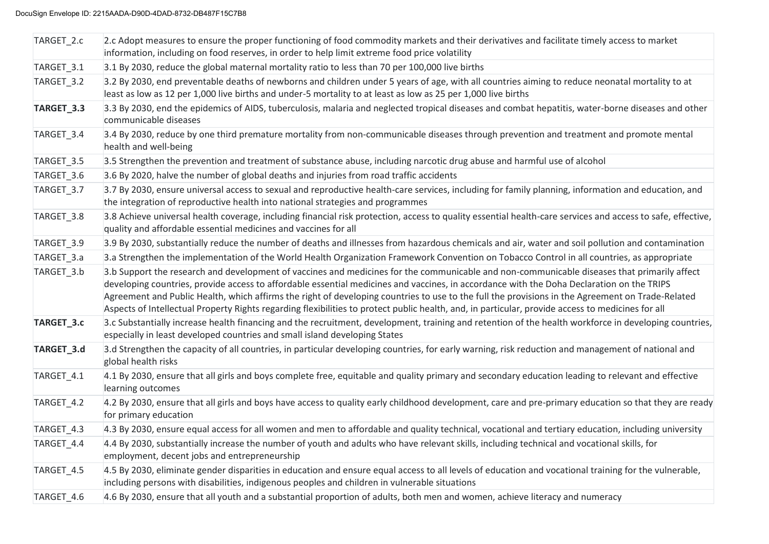| | |
|---|---|
| TARGET_2.c | 2.c Adopt measures to ensure the proper functioning of food commodity markets and their derivatives and facilitate timely access to market information, including on food reserves, in order to help limit extreme food price volatility |
| TARGET_3.1 | 3.1 By 2030, reduce the global maternal mortality ratio to less than 70 per 100,000 live births |
| TARGET_3.2 | 3.2 By 2030, end preventable deaths of newborns and children under 5 years of age, with all countries aiming to reduce neonatal mortality to at least as low as 12 per 1,000 live births and under-5 mortality to at least as low as 25 per 1,000 live births |
| **TARGET_3.3** | 3.3 By 2030, end the epidemics of AIDS, tuberculosis, malaria and neglected tropical diseases and combat hepatitis, water-borne diseases and other communicable diseases |
| TARGET_3.4 | 3.4 By 2030, reduce by one third premature mortality from non-communicable diseases through prevention and treatment and promote mental health and well-being |
| TARGET_3.5 | 3.5 Strengthen the prevention and treatment of substance abuse, including narcotic drug abuse and harmful use of alcohol |
| TARGET_3.6 | 3.6 By 2020, halve the number of global deaths and injuries from road traffic accidents |
| TARGET_3.7 | 3.7 By 2030, ensure universal access to sexual and reproductive health-care services, including for family planning, information and education, and the integration of reproductive health into national strategies and programmes |
| TARGET_3.8 | 3.8 Achieve universal health coverage, including financial risk protection, access to quality essential health-care services and access to safe, effective, quality and affordable essential medicines and vaccines for all |
| TARGET_3.9 | 3.9 By 2030, substantially reduce the number of deaths and illnesses from hazardous chemicals and air, water and soil pollution and contamination |
| TARGET_3.a | 3.a Strengthen the implementation of the World Health Organization Framework Convention on Tobacco Control in all countries, as appropriate |
| TARGET_3.b | 3.b Support the research and development of vaccines and medicines for the communicable and non-communicable diseases that primarily affect developing countries, provide access to affordable essential medicines and vaccines, in accordance with the Doha Declaration on the TRIPS Agreement and Public Health, which affirms the right of developing countries to use to the full the provisions in the Agreement on Trade-Related Aspects of Intellectual Property Rights regarding flexibilities to protect public health, and, in particular, provide access to medicines for all |
| **TARGET_3.c** | 3.c Substantially increase health financing and the recruitment, development, training and retention of the health workforce in developing countries, especially in least developed countries and small island developing States |
| **TARGET_3.d** | 3.d Strengthen the capacity of all countries, in particular developing countries, for early warning, risk reduction and management of national and global health risks |
| TARGET_4.1 | 4.1 By 2030, ensure that all girls and boys complete free, equitable and quality primary and secondary education leading to relevant and effective learning outcomes |
| TARGET_4.2 | 4.2 By 2030, ensure that all girls and boys have access to quality early childhood development, care and pre-primary education so that they are ready for primary education |
| TARGET_4.3 | 4.3 By 2030, ensure equal access for all women and men to affordable and quality technical, vocational and tertiary education, including university |
| TARGET_4.4 | 4.4 By 2030, substantially increase the number of youth and adults who have relevant skills, including technical and vocational skills, for employment, decent jobs and entrepreneurship |
| TARGET_4.5 | 4.5 By 2030, eliminate gender disparities in education and ensure equal access to all levels of education and vocational training for the vulnerable, including persons with disabilities, indigenous peoples and children in vulnerable situations |
| TARGET_4.6 | 4.6 By 2030, ensure that all youth and a substantial proportion of adults, both men and women, achieve literacy and numeracy |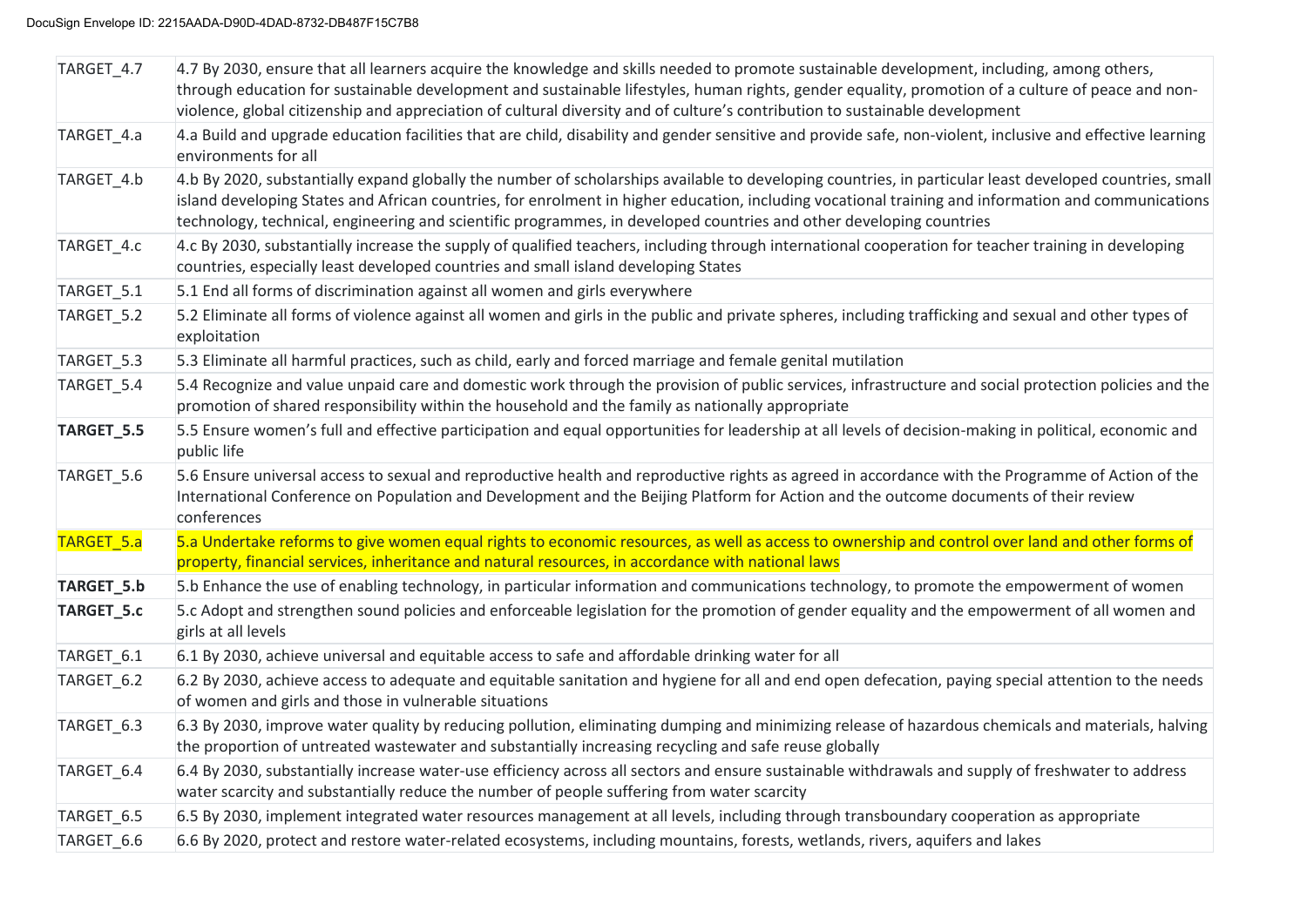| | |
|---|---|
| TARGET_4.7 | 4.7 By 2030, ensure that all learners acquire the knowledge and skills needed to promote sustainable development, including, among others, through education for sustainable development and sustainable lifestyles, human rights, gender equality, promotion of a culture of peace and non-violence, global citizenship and appreciation of cultural diversity and of culture's contribution to sustainable development |
| TARGET_4.a | 4.a Build and upgrade education facilities that are child, disability and gender sensitive and provide safe, non-violent, inclusive and effective learning environments for all |
| TARGET_4.b | 4.b By 2020, substantially expand globally the number of scholarships available to developing countries, in particular least developed countries, small island developing States and African countries, for enrolment in higher education, including vocational training and information and communications technology, technical, engineering and scientific programmes, in developed countries and other developing countries |
| TARGET_4.c | 4.c By 2030, substantially increase the supply of qualified teachers, including through international cooperation for teacher training in developing countries, especially least developed countries and small island developing States |
| TARGET_5.1 | 5.1 End all forms of discrimination against all women and girls everywhere |
| TARGET_5.2 | 5.2 Eliminate all forms of violence against all women and girls in the public and private spheres, including trafficking and sexual and other types of exploitation |
| TARGET_5.3 | 5.3 Eliminate all harmful practices, such as child, early and forced marriage and female genital mutilation |
| TARGET_5.4 | 5.4 Recognize and value unpaid care and domestic work through the provision of public services, infrastructure and social protection policies and the promotion of shared responsibility within the household and the family as nationally appropriate |
| **TARGET_5.5** | 5.5 Ensure women's full and effective participation and equal opportunities for leadership at all levels of decision-making in political, economic and public life |
| TARGET_5.6 | 5.6 Ensure universal access to sexual and reproductive health and reproductive rights as agreed in accordance with the Programme of Action of the International Conference on Population and Development and the Beijing Platform for Action and the outcome documents of their review conferences |
| TARGET_5.a | 5.a Undertake reforms to give women equal rights to economic resources, as well as access to ownership and control over land and other forms of property, financial services, inheritance and natural resources, in accordance with national laws |
| **TARGET_5.b** | 5.b Enhance the use of enabling technology, in particular information and communications technology, to promote the empowerment of women |
| **TARGET_5.c** | 5.c Adopt and strengthen sound policies and enforceable legislation for the promotion of gender equality and the empowerment of all women and girls at all levels |
| TARGET_6.1 | 6.1 By 2030, achieve universal and equitable access to safe and affordable drinking water for all |
| TARGET_6.2 | 6.2 By 2030, achieve access to adequate and equitable sanitation and hygiene for all and end open defecation, paying special attention to the needs of women and girls and those in vulnerable situations |
| TARGET_6.3 | 6.3 By 2030, improve water quality by reducing pollution, eliminating dumping and minimizing release of hazardous chemicals and materials, halving the proportion of untreated wastewater and substantially increasing recycling and safe reuse globally |
| TARGET_6.4 | 6.4 By 2030, substantially increase water-use efficiency across all sectors and ensure sustainable withdrawals and supply of freshwater to address water scarcity and substantially reduce the number of people suffering from water scarcity |
| TARGET_6.5 | 6.5 By 2030, implement integrated water resources management at all levels, including through transboundary cooperation as appropriate |
| TARGET_6.6 | 6.6 By 2020, protect and restore water-related ecosystems, including mountains, forests, wetlands, rivers, aquifers and lakes |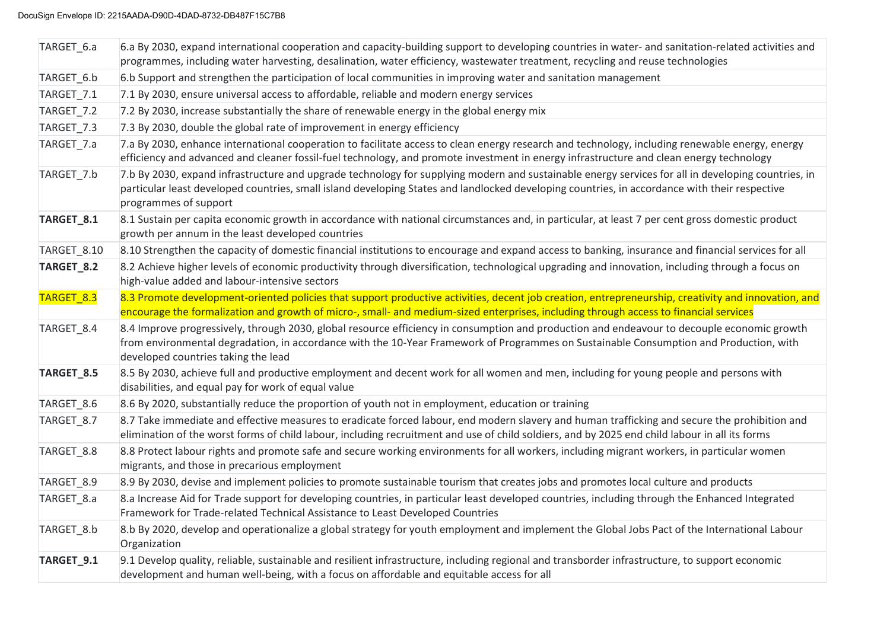| | |
|---|---|
| TARGET_6.a | 6.a By 2030, expand international cooperation and capacity-building support to developing countries in water- and sanitation-related activities and programmes, including water harvesting, desalination, water efficiency, wastewater treatment, recycling and reuse technologies |
| TARGET_6.b | 6.b Support and strengthen the participation of local communities in improving water and sanitation management |
| TARGET_7.1 | 7.1 By 2030, ensure universal access to affordable, reliable and modern energy services |
| TARGET_7.2 | 7.2 By 2030, increase substantially the share of renewable energy in the global energy mix |
| TARGET_7.3 | 7.3 By 2030, double the global rate of improvement in energy efficiency |
| TARGET_7.a | 7.a By 2030, enhance international cooperation to facilitate access to clean energy research and technology, including renewable energy, energy efficiency and advanced and cleaner fossil-fuel technology, and promote investment in energy infrastructure and clean energy technology |
| TARGET_7.b | 7.b By 2030, expand infrastructure and upgrade technology for supplying modern and sustainable energy services for all in developing countries, in particular least developed countries, small island developing States and landlocked developing countries, in accordance with their respective programmes of support |
| **TARGET_8.1** | 8.1 Sustain per capita economic growth in accordance with national circumstances and, in particular, at least 7 per cent gross domestic product growth per annum in the least developed countries |
| TARGET_8.10 | 8.10 Strengthen the capacity of domestic financial institutions to encourage and expand access to banking, insurance and financial services for all |
| **TARGET_8.2** | 8.2 Achieve higher levels of economic productivity through diversification, technological upgrading and innovation, including through a focus on high-value added and labour-intensive sectors |
| TARGET_8.3 | 8.3 Promote development-oriented policies that support productive activities, decent job creation, entrepreneurship, creativity and innovation, and encourage the formalization and growth of micro-, small- and medium-sized enterprises, including through access to financial services |
| TARGET_8.4 | 8.4 Improve progressively, through 2030, global resource efficiency in consumption and production and endeavour to decouple economic growth from environmental degradation, in accordance with the 10-Year Framework of Programmes on Sustainable Consumption and Production, with developed countries taking the lead |
| **TARGET_8.5** | 8.5 By 2030, achieve full and productive employment and decent work for all women and men, including for young people and persons with disabilities, and equal pay for work of equal value |
| TARGET_8.6 | 8.6 By 2020, substantially reduce the proportion of youth not in employment, education or training |
| TARGET_8.7 | 8.7 Take immediate and effective measures to eradicate forced labour, end modern slavery and human trafficking and secure the prohibition and elimination of the worst forms of child labour, including recruitment and use of child soldiers, and by 2025 end child labour in all its forms |
| TARGET_8.8 | 8.8 Protect labour rights and promote safe and secure working environments for all workers, including migrant workers, in particular women migrants, and those in precarious employment |
| TARGET_8.9 | 8.9 By 2030, devise and implement policies to promote sustainable tourism that creates jobs and promotes local culture and products |
| TARGET_8.a | 8.a Increase Aid for Trade support for developing countries, in particular least developed countries, including through the Enhanced Integrated Framework for Trade-related Technical Assistance to Least Developed Countries |
| TARGET_8.b | 8.b By 2020, develop and operationalize a global strategy for youth employment and implement the Global Jobs Pact of the International Labour Organization |
| **TARGET_9.1** | 9.1 Develop quality, reliable, sustainable and resilient infrastructure, including regional and transborder infrastructure, to support economic development and human well-being, with a focus on affordable and equitable access for all |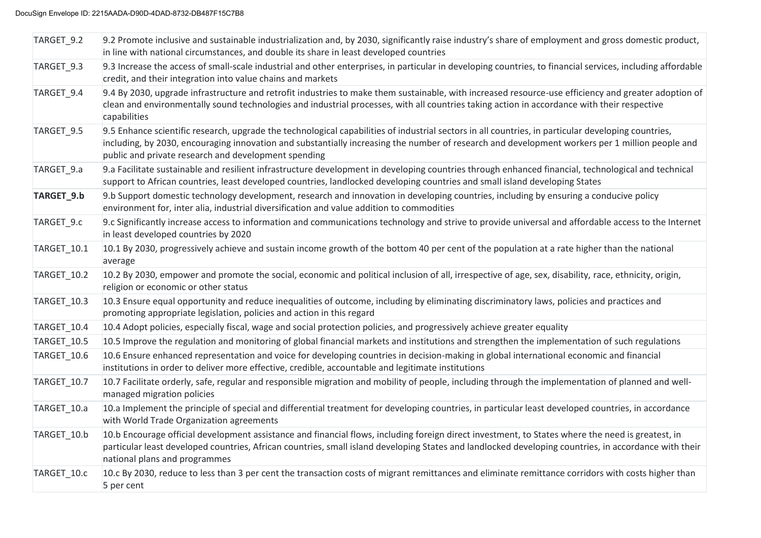| | |
|---|---|
| TARGET_9.2 | 9.2 Promote inclusive and sustainable industrialization and, by 2030, significantly raise industry's share of employment and gross domestic product, in line with national circumstances, and double its share in least developed countries |
| TARGET_9.3 | 9.3 Increase the access of small-scale industrial and other enterprises, in particular in developing countries, to financial services, including affordable credit, and their integration into value chains and markets |
| TARGET_9.4 | 9.4 By 2030, upgrade infrastructure and retrofit industries to make them sustainable, with increased resource-use efficiency and greater adoption of clean and environmentally sound technologies and industrial processes, with all countries taking action in accordance with their respective capabilities |
| TARGET_9.5 | 9.5 Enhance scientific research, upgrade the technological capabilities of industrial sectors in all countries, in particular developing countries, including, by 2030, encouraging innovation and substantially increasing the number of research and development workers per 1 million people and public and private research and development spending |
| TARGET_9.a | 9.a Facilitate sustainable and resilient infrastructure development in developing countries through enhanced financial, technological and technical support to African countries, least developed countries, landlocked developing countries and small island developing States |
| **TARGET_9.b** | 9.b Support domestic technology development, research and innovation in developing countries, including by ensuring a conducive policy environment for, inter alia, industrial diversification and value addition to commodities |
| TARGET_9.c | 9.c Significantly increase access to information and communications technology and strive to provide universal and affordable access to the Internet in least developed countries by 2020 |
| TARGET_10.1 | 10.1 By 2030, progressively achieve and sustain income growth of the bottom 40 per cent of the population at a rate higher than the national average |
| TARGET_10.2 | 10.2 By 2030, empower and promote the social, economic and political inclusion of all, irrespective of age, sex, disability, race, ethnicity, origin, religion or economic or other status |
| TARGET_10.3 | 10.3 Ensure equal opportunity and reduce inequalities of outcome, including by eliminating discriminatory laws, policies and practices and promoting appropriate legislation, policies and action in this regard |
| TARGET_10.4 | 10.4 Adopt policies, especially fiscal, wage and social protection policies, and progressively achieve greater equality |
| TARGET_10.5 | 10.5 Improve the regulation and monitoring of global financial markets and institutions and strengthen the implementation of such regulations |
| TARGET_10.6 | 10.6 Ensure enhanced representation and voice for developing countries in decision-making in global international economic and financial institutions in order to deliver more effective, credible, accountable and legitimate institutions |
| TARGET_10.7 | 10.7 Facilitate orderly, safe, regular and responsible migration and mobility of people, including through the implementation of planned and well-managed migration policies |
| TARGET_10.a | 10.a Implement the principle of special and differential treatment for developing countries, in particular least developed countries, in accordance with World Trade Organization agreements |
| TARGET_10.b | 10.b Encourage official development assistance and financial flows, including foreign direct investment, to States where the need is greatest, in particular least developed countries, African countries, small island developing States and landlocked developing countries, in accordance with their national plans and programmes |
| TARGET_10.c | 10.c By 2030, reduce to less than 3 per cent the transaction costs of migrant remittances and eliminate remittance corridors with costs higher than 5 per cent |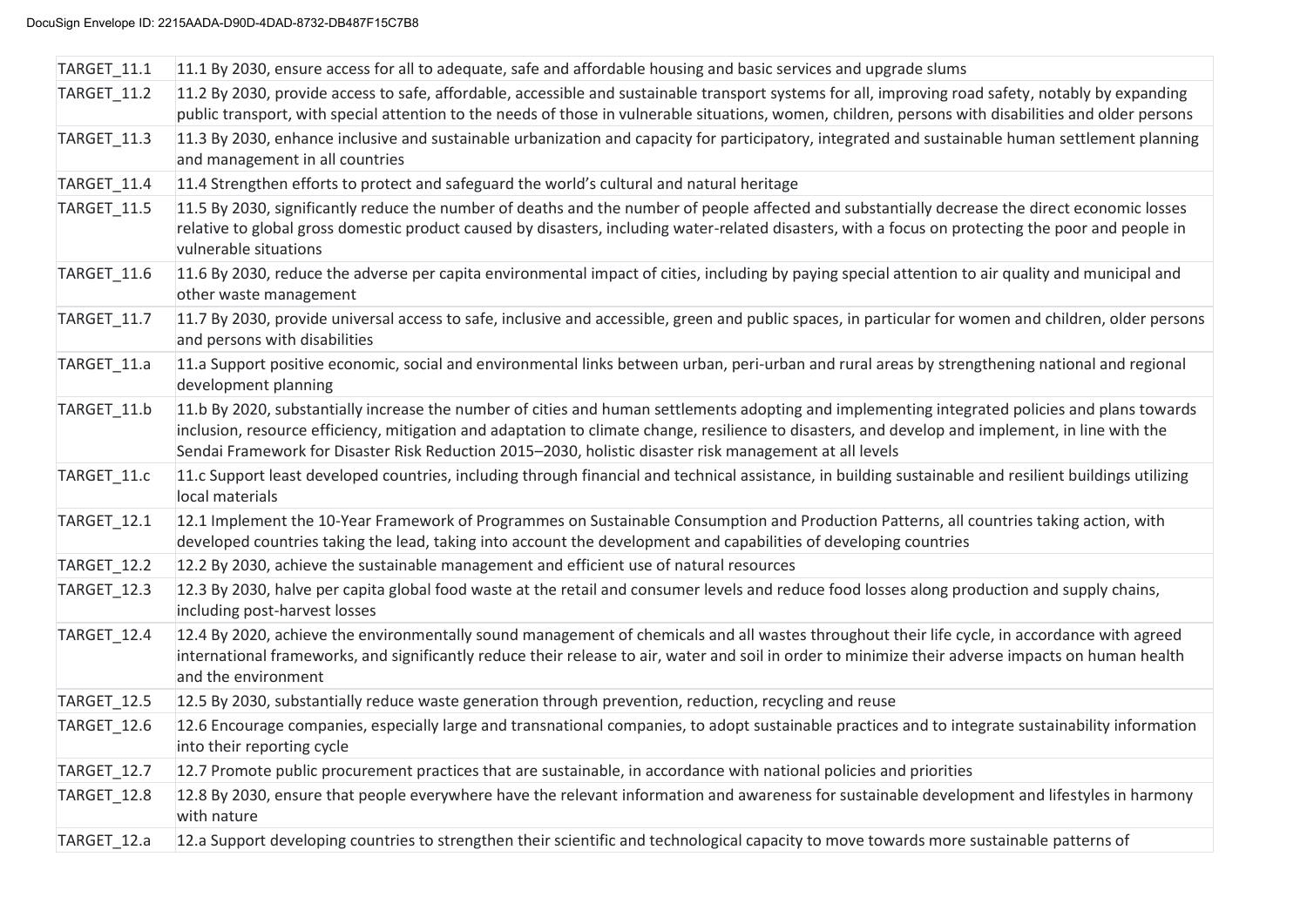| | |
|---|---|
| TARGET_11.1 | 11.1 By 2030, ensure access for all to adequate, safe and affordable housing and basic services and upgrade slums |
| TARGET_11.2 | 11.2 By 2030, provide access to safe, affordable, accessible and sustainable transport systems for all, improving road safety, notably by expanding public transport, with special attention to the needs of those in vulnerable situations, women, children, persons with disabilities and older persons |
| TARGET_11.3 | 11.3 By 2030, enhance inclusive and sustainable urbanization and capacity for participatory, integrated and sustainable human settlement planning and management in all countries |
| TARGET_11.4 | 11.4 Strengthen efforts to protect and safeguard the world's cultural and natural heritage |
| TARGET_11.5 | 11.5 By 2030, significantly reduce the number of deaths and the number of people affected and substantially decrease the direct economic losses relative to global gross domestic product caused by disasters, including water-related disasters, with a focus on protecting the poor and people in vulnerable situations |
| TARGET_11.6 | 11.6 By 2030, reduce the adverse per capita environmental impact of cities, including by paying special attention to air quality and municipal and other waste management |
| TARGET_11.7 | 11.7 By 2030, provide universal access to safe, inclusive and accessible, green and public spaces, in particular for women and children, older persons and persons with disabilities |
| TARGET_11.a | 11.a Support positive economic, social and environmental links between urban, peri-urban and rural areas by strengthening national and regional development planning |
| TARGET_11.b | 11.b By 2020, substantially increase the number of cities and human settlements adopting and implementing integrated policies and plans towards inclusion, resource efficiency, mitigation and adaptation to climate change, resilience to disasters, and develop and implement, in line with the Sendai Framework for Disaster Risk Reduction 2015–2030, holistic disaster risk management at all levels |
| TARGET_11.c | 11.c Support least developed countries, including through financial and technical assistance, in building sustainable and resilient buildings utilizing local materials |
| TARGET_12.1 | 12.1 Implement the 10-Year Framework of Programmes on Sustainable Consumption and Production Patterns, all countries taking action, with developed countries taking the lead, taking into account the development and capabilities of developing countries |
| TARGET_12.2 | 12.2 By 2030, achieve the sustainable management and efficient use of natural resources |
| TARGET_12.3 | 12.3 By 2030, halve per capita global food waste at the retail and consumer levels and reduce food losses along production and supply chains, including post-harvest losses |
| TARGET_12.4 | 12.4 By 2020, achieve the environmentally sound management of chemicals and all wastes throughout their life cycle, in accordance with agreed international frameworks, and significantly reduce their release to air, water and soil in order to minimize their adverse impacts on human health and the environment |
| TARGET_12.5 | 12.5 By 2030, substantially reduce waste generation through prevention, reduction, recycling and reuse |
| TARGET_12.6 | 12.6 Encourage companies, especially large and transnational companies, to adopt sustainable practices and to integrate sustainability information into their reporting cycle |
| TARGET_12.7 | 12.7 Promote public procurement practices that are sustainable, in accordance with national policies and priorities |
| TARGET_12.8 | 12.8 By 2030, ensure that people everywhere have the relevant information and awareness for sustainable development and lifestyles in harmony with nature |
| TARGET_12.a | 12.a Support developing countries to strengthen their scientific and technological capacity to move towards more sustainable patterns of |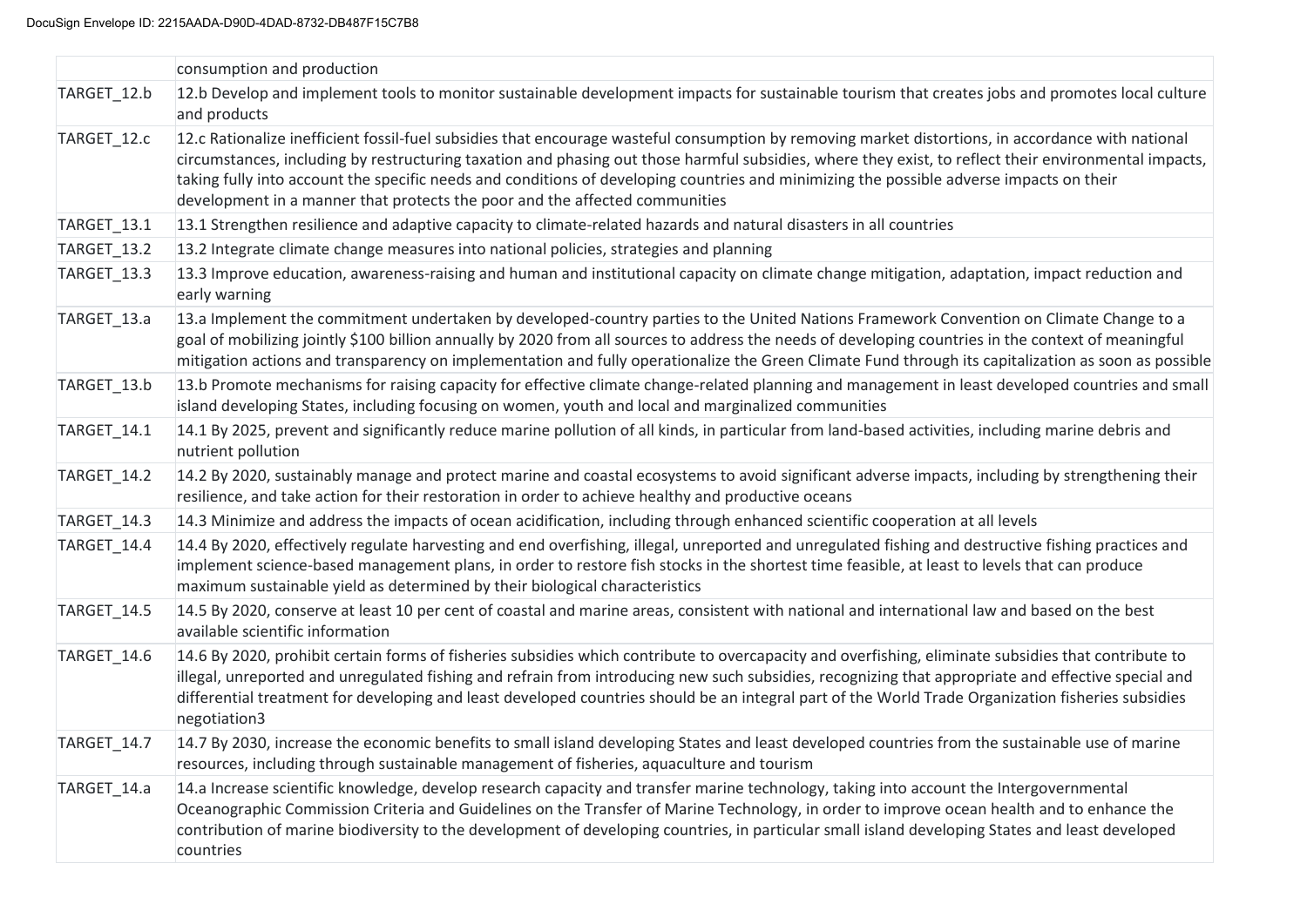| | |
|---|---|
| | consumption and production |
| TARGET_12.b | 12.b Develop and implement tools to monitor sustainable development impacts for sustainable tourism that creates jobs and promotes local culture and products |
| TARGET_12.c | 12.c Rationalize inefficient fossil-fuel subsidies that encourage wasteful consumption by removing market distortions, in accordance with national circumstances, including by restructuring taxation and phasing out those harmful subsidies, where they exist, to reflect their environmental impacts, taking fully into account the specific needs and conditions of developing countries and minimizing the possible adverse impacts on their development in a manner that protects the poor and the affected communities |
| TARGET_13.1 | 13.1 Strengthen resilience and adaptive capacity to climate-related hazards and natural disasters in all countries |
| TARGET_13.2 | 13.2 Integrate climate change measures into national policies, strategies and planning |
| TARGET_13.3 | 13.3 Improve education, awareness-raising and human and institutional capacity on climate change mitigation, adaptation, impact reduction and early warning |
| TARGET_13.a | 13.a Implement the commitment undertaken by developed-country parties to the United Nations Framework Convention on Climate Change to a goal of mobilizing jointly $100 billion annually by 2020 from all sources to address the needs of developing countries in the context of meaningful mitigation actions and transparency on implementation and fully operationalize the Green Climate Fund through its capitalization as soon as possible |
| TARGET_13.b | 13.b Promote mechanisms for raising capacity for effective climate change-related planning and management in least developed countries and small island developing States, including focusing on women, youth and local and marginalized communities |
| TARGET_14.1 | 14.1 By 2025, prevent and significantly reduce marine pollution of all kinds, in particular from land-based activities, including marine debris and nutrient pollution |
| TARGET_14.2 | 14.2 By 2020, sustainably manage and protect marine and coastal ecosystems to avoid significant adverse impacts, including by strengthening their resilience, and take action for their restoration in order to achieve healthy and productive oceans |
| TARGET_14.3 | 14.3 Minimize and address the impacts of ocean acidification, including through enhanced scientific cooperation at all levels |
| TARGET_14.4 | 14.4 By 2020, effectively regulate harvesting and end overfishing, illegal, unreported and unregulated fishing and destructive fishing practices and implement science-based management plans, in order to restore fish stocks in the shortest time feasible, at least to levels that can produce maximum sustainable yield as determined by their biological characteristics |
| TARGET_14.5 | 14.5 By 2020, conserve at least 10 per cent of coastal and marine areas, consistent with national and international law and based on the best available scientific information |
| TARGET_14.6 | 14.6 By 2020, prohibit certain forms of fisheries subsidies which contribute to overcapacity and overfishing, eliminate subsidies that contribute to illegal, unreported and unregulated fishing and refrain from introducing new such subsidies, recognizing that appropriate and effective special and differential treatment for developing and least developed countries should be an integral part of the World Trade Organization fisheries subsidies negotiation3 |
| TARGET_14.7 | 14.7 By 2030, increase the economic benefits to small island developing States and least developed countries from the sustainable use of marine resources, including through sustainable management of fisheries, aquaculture and tourism |
| TARGET_14.a | 14.a Increase scientific knowledge, develop research capacity and transfer marine technology, taking into account the Intergovernmental Oceanographic Commission Criteria and Guidelines on the Transfer of Marine Technology, in order to improve ocean health and to enhance the contribution of marine biodiversity to the development of developing countries, in particular small island developing States and least developed countries |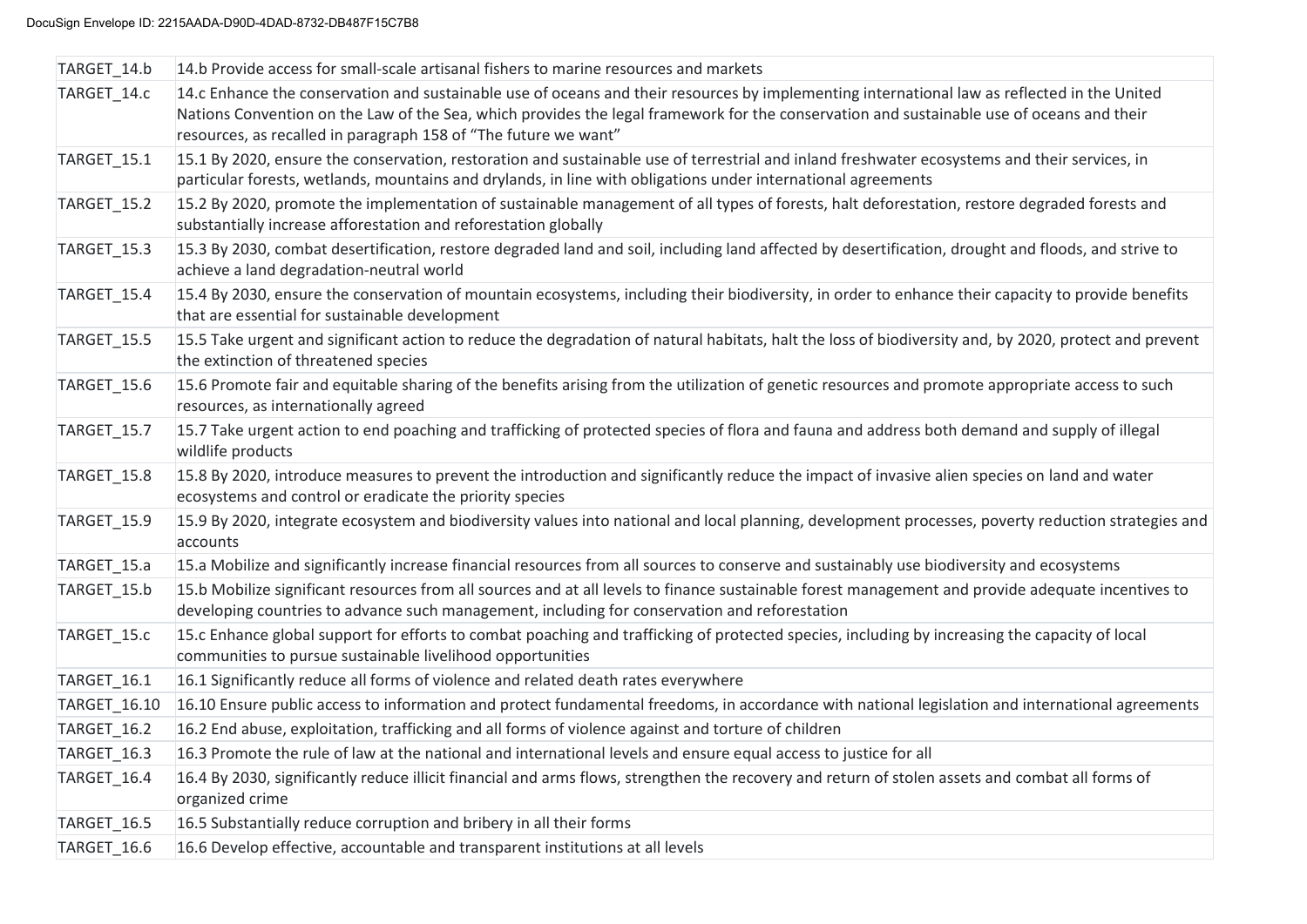| TARGET_14.b | 14.b Provide access for small-scale artisanal fishers to marine resources and markets |
|---|---|
| TARGET_14.c | 14.c Enhance the conservation and sustainable use of oceans and their resources by implementing international law as reflected in the United Nations Convention on the Law of the Sea, which provides the legal framework for the conservation and sustainable use of oceans and their resources, as recalled in paragraph 158 of "The future we want" |
| TARGET_15.1 | 15.1 By 2020, ensure the conservation, restoration and sustainable use of terrestrial and inland freshwater ecosystems and their services, in particular forests, wetlands, mountains and drylands, in line with obligations under international agreements |
| TARGET_15.2 | 15.2 By 2020, promote the implementation of sustainable management of all types of forests, halt deforestation, restore degraded forests and substantially increase afforestation and reforestation globally |
| TARGET_15.3 | 15.3 By 2030, combat desertification, restore degraded land and soil, including land affected by desertification, drought and floods, and strive to achieve a land degradation-neutral world |
| TARGET_15.4 | 15.4 By 2030, ensure the conservation of mountain ecosystems, including their biodiversity, in order to enhance their capacity to provide benefits that are essential for sustainable development |
| TARGET_15.5 | 15.5 Take urgent and significant action to reduce the degradation of natural habitats, halt the loss of biodiversity and, by 2020, protect and prevent the extinction of threatened species |
| TARGET_15.6 | 15.6 Promote fair and equitable sharing of the benefits arising from the utilization of genetic resources and promote appropriate access to such resources, as internationally agreed |
| TARGET_15.7 | 15.7 Take urgent action to end poaching and trafficking of protected species of flora and fauna and address both demand and supply of illegal wildlife products |
| TARGET_15.8 | 15.8 By 2020, introduce measures to prevent the introduction and significantly reduce the impact of invasive alien species on land and water ecosystems and control or eradicate the priority species |
| TARGET_15.9 | 15.9 By 2020, integrate ecosystem and biodiversity values into national and local planning, development processes, poverty reduction strategies and accounts |
| TARGET_15.a | 15.a Mobilize and significantly increase financial resources from all sources to conserve and sustainably use biodiversity and ecosystems |
| TARGET_15.b | 15.b Mobilize significant resources from all sources and at all levels to finance sustainable forest management and provide adequate incentives to developing countries to advance such management, including for conservation and reforestation |
| TARGET_15.c | 15.c Enhance global support for efforts to combat poaching and trafficking of protected species, including by increasing the capacity of local communities to pursue sustainable livelihood opportunities |
| TARGET_16.1 | 16.1 Significantly reduce all forms of violence and related death rates everywhere |
| TARGET_16.10 | 16.10 Ensure public access to information and protect fundamental freedoms, in accordance with national legislation and international agreements |
| TARGET_16.2 | 16.2 End abuse, exploitation, trafficking and all forms of violence against and torture of children |
| TARGET_16.3 | 16.3 Promote the rule of law at the national and international levels and ensure equal access to justice for all |
| TARGET_16.4 | 16.4 By 2030, significantly reduce illicit financial and arms flows, strengthen the recovery and return of stolen assets and combat all forms of organized crime |
| TARGET_16.5 | 16.5 Substantially reduce corruption and bribery in all their forms |
| TARGET_16.6 | 16.6 Develop effective, accountable and transparent institutions at all levels |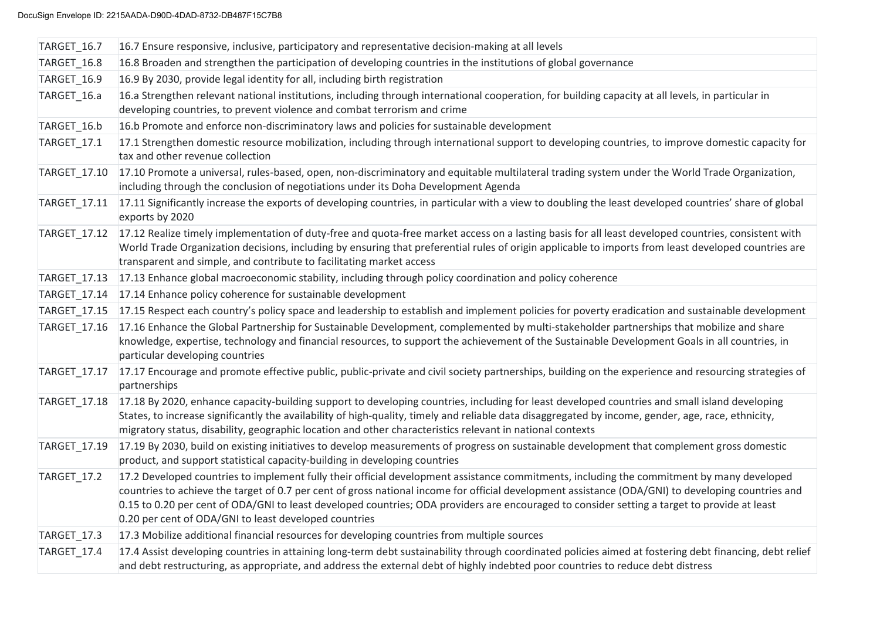| | |
|---|---|
| TARGET_16.7 | 16.7 Ensure responsive, inclusive, participatory and representative decision-making at all levels |
| TARGET_16.8 | 16.8 Broaden and strengthen the participation of developing countries in the institutions of global governance |
| TARGET_16.9 | 16.9 By 2030, provide legal identity for all, including birth registration |
| TARGET_16.a | 16.a Strengthen relevant national institutions, including through international cooperation, for building capacity at all levels, in particular in developing countries, to prevent violence and combat terrorism and crime |
| TARGET_16.b | 16.b Promote and enforce non-discriminatory laws and policies for sustainable development |
| TARGET_17.1 | 17.1 Strengthen domestic resource mobilization, including through international support to developing countries, to improve domestic capacity for tax and other revenue collection |
| TARGET_17.10 | 17.10 Promote a universal, rules-based, open, non-discriminatory and equitable multilateral trading system under the World Trade Organization, including through the conclusion of negotiations under its Doha Development Agenda |
| TARGET_17.11 | 17.11 Significantly increase the exports of developing countries, in particular with a view to doubling the least developed countries' share of global exports by 2020 |
| TARGET_17.12 | 17.12 Realize timely implementation of duty-free and quota-free market access on a lasting basis for all least developed countries, consistent with World Trade Organization decisions, including by ensuring that preferential rules of origin applicable to imports from least developed countries are transparent and simple, and contribute to facilitating market access |
| TARGET_17.13 | 17.13 Enhance global macroeconomic stability, including through policy coordination and policy coherence |
| TARGET_17.14 | 17.14 Enhance policy coherence for sustainable development |
| TARGET_17.15 | 17.15 Respect each country's policy space and leadership to establish and implement policies for poverty eradication and sustainable development |
| TARGET_17.16 | 17.16 Enhance the Global Partnership for Sustainable Development, complemented by multi-stakeholder partnerships that mobilize and share knowledge, expertise, technology and financial resources, to support the achievement of the Sustainable Development Goals in all countries, in particular developing countries |
| TARGET_17.17 | 17.17 Encourage and promote effective public, public-private and civil society partnerships, building on the experience and resourcing strategies of partnerships |
| TARGET_17.18 | 17.18 By 2020, enhance capacity-building support to developing countries, including for least developed countries and small island developing States, to increase significantly the availability of high-quality, timely and reliable data disaggregated by income, gender, age, race, ethnicity, migratory status, disability, geographic location and other characteristics relevant in national contexts |
| TARGET_17.19 | 17.19 By 2030, build on existing initiatives to develop measurements of progress on sustainable development that complement gross domestic product, and support statistical capacity-building in developing countries |
| TARGET_17.2 | 17.2 Developed countries to implement fully their official development assistance commitments, including the commitment by many developed countries to achieve the target of 0.7 per cent of gross national income for official development assistance (ODA/GNI) to developing countries and 0.15 to 0.20 per cent of ODA/GNI to least developed countries; ODA providers are encouraged to consider setting a target to provide at least 0.20 per cent of ODA/GNI to least developed countries |
| TARGET_17.3 | 17.3 Mobilize additional financial resources for developing countries from multiple sources |
| TARGET_17.4 | 17.4 Assist developing countries in attaining long-term debt sustainability through coordinated policies aimed at fostering debt financing, debt relief and debt restructuring, as appropriate, and address the external debt of highly indebted poor countries to reduce debt distress |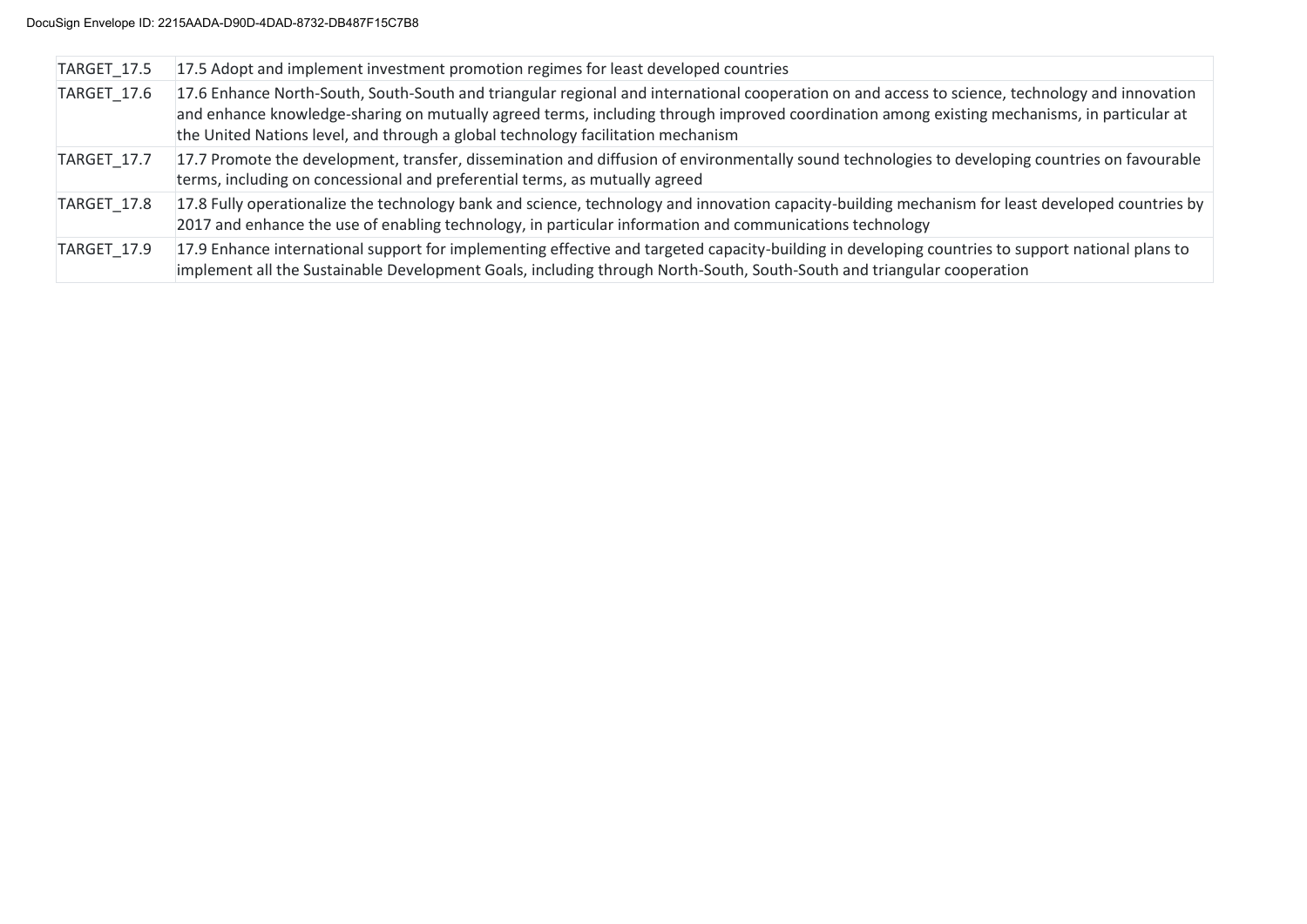| | |
|---|---|
| TARGET_17.5 | 17.5 Adopt and implement investment promotion regimes for least developed countries |
| TARGET_17.6 | 17.6 Enhance North-South, South-South and triangular regional and international cooperation on and access to science, technology and innovation and enhance knowledge-sharing on mutually agreed terms, including through improved coordination among existing mechanisms, in particular at the United Nations level, and through a global technology facilitation mechanism |
| TARGET_17.7 | 17.7 Promote the development, transfer, dissemination and diffusion of environmentally sound technologies to developing countries on favourable terms, including on concessional and preferential terms, as mutually agreed |
| TARGET_17.8 | 17.8 Fully operationalize the technology bank and science, technology and innovation capacity-building mechanism for least developed countries by 2017 and enhance the use of enabling technology, in particular information and communications technology |
| TARGET_17.9 | 17.9 Enhance international support for implementing effective and targeted capacity-building in developing countries to support national plans to implement all the Sustainable Development Goals, including through North-South, South-South and triangular cooperation |